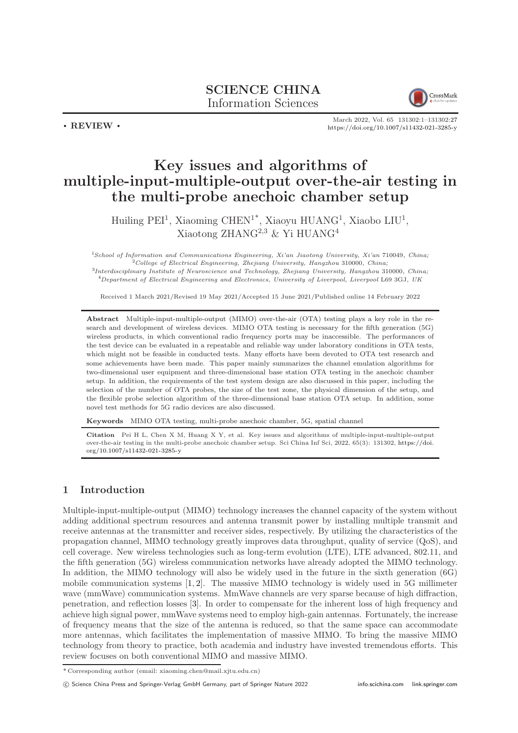SCIENCE CHINA
Information Sciences

• REVIEW •

# Key issues and algorithms of multiple-input-multiple-output over-the-air testing in the multi-probe anechoic chamber setup

Huiling PEI[1], Xiaoming CHEN[1*], Xiaoyu HUANG[1], Xiaobo LIU[1], Xiaotong ZHANG[2,3] & Yi HUANG[4]

[1]*School of Information and Communications Engineering, Xi'an Jiaotong University, Xi'an* 710049*, China;*
[2]*College of Electrical Engineering, Zhejiang University, Hangzhou* 310000*, China;*
[3]*Interdisciplinary Institute of Neuroscience and Technology, Zhejiang University, Hangzhou* 310000*, China;*
[4]*Department of Electrical Engineering and Electronics, University of Liverpool, Liverpool* L69 3GJ*, UK*

Received 1 March 2021/Revised 19 May 2021/Accepted 15 June 2021/Published online 14 February 2022

**Abstract** Multiple-input-multiple-output (MIMO) over-the-air (OTA) testing plays a key role in the research and development of wireless devices. MIMO OTA testing is necessary for the fifth generation (5G) wireless products, in which conventional radio frequency ports may be inaccessible. The performances of the test device can be evaluated in a repeatable and reliable way under laboratory conditions in OTA tests, which might not be feasible in conducted tests. Many efforts have been devoted to OTA test research and some achievements have been made. This paper mainly summarizes the channel emulation algorithms for two-dimensional user equipment and three-dimensional base station OTA testing in the anechoic chamber setup. In addition, the requirements of the test system design are also discussed in this paper, including the selection of the number of OTA probes, the size of the test zone, the physical dimension of the setup, and the flexible probe selection algorithm of the three-dimensional base station OTA setup. In addition, some novel test methods for 5G radio devices are also discussed.

**Keywords** MIMO OTA testing, multi-probe anechoic chamber, 5G, spatial channel

**Citation** Pei H L, Chen X M, Huang X Y, et al. Key issues and algorithms of multiple-input-multiple-output over-the-air testing in the multi-probe anechoic chamber setup. Sci China Inf Sci, 2022, 65(3): 131302, https://doi.org/10.1007/s11432-021-3285-y

## 1 Introduction

Multiple-input-multiple-output (MIMO) technology increases the channel capacity of the system without adding additional spectrum resources and antenna transmit power by installing multiple transmit and receive antennas at the transmitter and receiver sides, respectively. By utilizing the characteristics of the propagation channel, MIMO technology greatly improves data throughput, quality of service (QoS), and cell coverage. New wireless technologies such as long-term evolution (LTE), LTE advanced, 802.11, and the fifth generation (5G) wireless communication networks have already adopted the MIMO technology. In addition, the MIMO technology will also be widely used in the future in the sixth generation (6G) mobile communication systems [1, 2]. The massive MIMO technology is widely used in 5G millimeter wave (mmWave) communication systems. MmWave channels are very sparse because of high diffraction, penetration, and reflection losses [3]. In order to compensate for the inherent loss of high frequency and achieve high signal power, mmWave systems need to employ high-gain antennas. Fortunately, the increase of frequency means that the size of the antenna is reduced, so that the same space can accommodate more antennas, which facilitates the implementation of massive MIMO. To bring the massive MIMO technology from theory to practice, both academia and industry have invested tremendous efforts. This review focuses on both conventional MIMO and massive MIMO.

* Corresponding author (email: xiaoming.chen@mail.xjtu.edu.cn)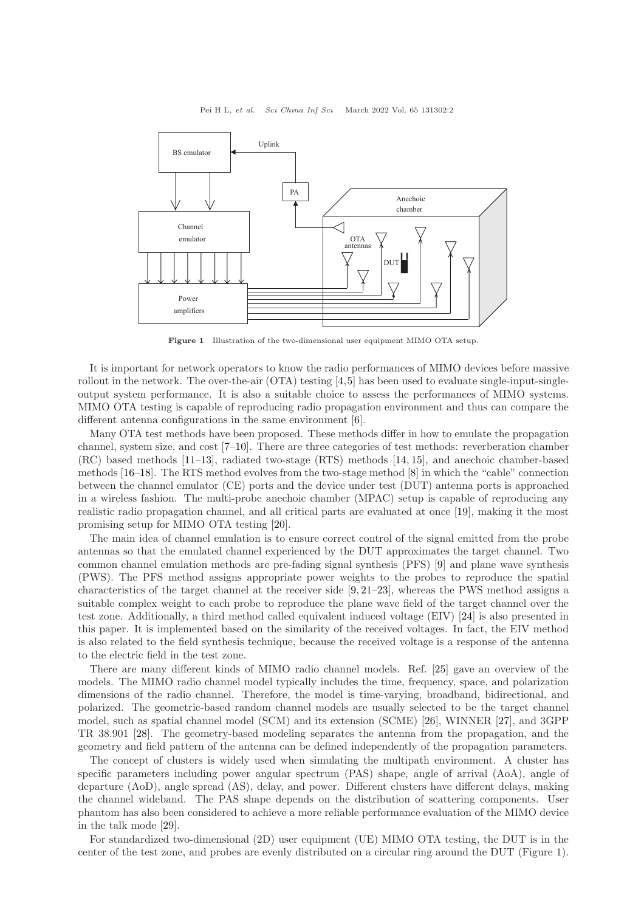Figure 1 Illustration of the two-dimensional user equipment MIMO OTA setup.

It is important for network operators to know the radio performances of MIMO devices before massive rollout in the network. The over-the-air (OTA) testing [4,5] has been used to evaluate single-input-single-output system performance. It is also a suitable choice to assess the performances of MIMO systems. MIMO OTA testing is capable of reproducing radio propagation environment and thus can compare the different antenna configurations in the same environment [6].

Many OTA test methods have been proposed. These methods differ in how to emulate the propagation channel, system size, and cost [7–10]. There are three categories of test methods: reverberation chamber (RC) based methods [11–13], radiated two-stage (RTS) methods [14, 15], and anechoic chamber-based methods [16–18]. The RTS method evolves from the two-stage method [8] in which the "cable" connection between the channel emulator (CE) ports and the device under test (DUT) antenna ports is approached in a wireless fashion. The multi-probe anechoic chamber (MPAC) setup is capable of reproducing any realistic radio propagation channel, and all critical parts are evaluated at once [19], making it the most promising setup for MIMO OTA testing [20].

The main idea of channel emulation is to ensure correct control of the signal emitted from the probe antennas so that the emulated channel experienced by the DUT approximates the target channel. Two common channel emulation methods are pre-fading signal synthesis (PFS) [9] and plane wave synthesis (PWS). The PFS method assigns appropriate power weights to the probes to reproduce the spatial characteristics of the target channel at the receiver side [9, 21–23], whereas the PWS method assigns a suitable complex weight to each probe to reproduce the plane wave field of the target channel over the test zone. Additionally, a third method called equivalent induced voltage (EIV) [24] is also presented in this paper. It is implemented based on the similarity of the received voltages. In fact, the EIV method is also related to the field synthesis technique, because the received voltage is a response of the antenna to the electric field in the test zone.

There are many different kinds of MIMO radio channel models. Ref. [25] gave an overview of the models. The MIMO radio channel model typically includes the time, frequency, space, and polarization dimensions of the radio channel. Therefore, the model is time-varying, broadband, bidirectional, and polarized. The geometric-based random channel models are usually selected to be the target channel model, such as spatial channel model (SCM) and its extension (SCME) [26], WINNER [27], and 3GPP TR 38.901 [28]. The geometry-based modeling separates the antenna from the propagation, and the geometry and field pattern of the antenna can be defined independently of the propagation parameters.

The concept of clusters is widely used when simulating the multipath environment. A cluster has specific parameters including power angular spectrum (PAS) shape, angle of arrival (AoA), angle of departure (AoD), angle spread (AS), delay, and power. Different clusters have different delays, making the channel wideband. The PAS shape depends on the distribution of scattering components. User phantom has also been considered to achieve a more reliable performance evaluation of the MIMO device in the talk mode [29].

For standardized two-dimensional (2D) user equipment (UE) MIMO OTA testing, the DUT is in the center of the test zone, and probes are evenly distributed on a circular ring around the DUT (Figure 1).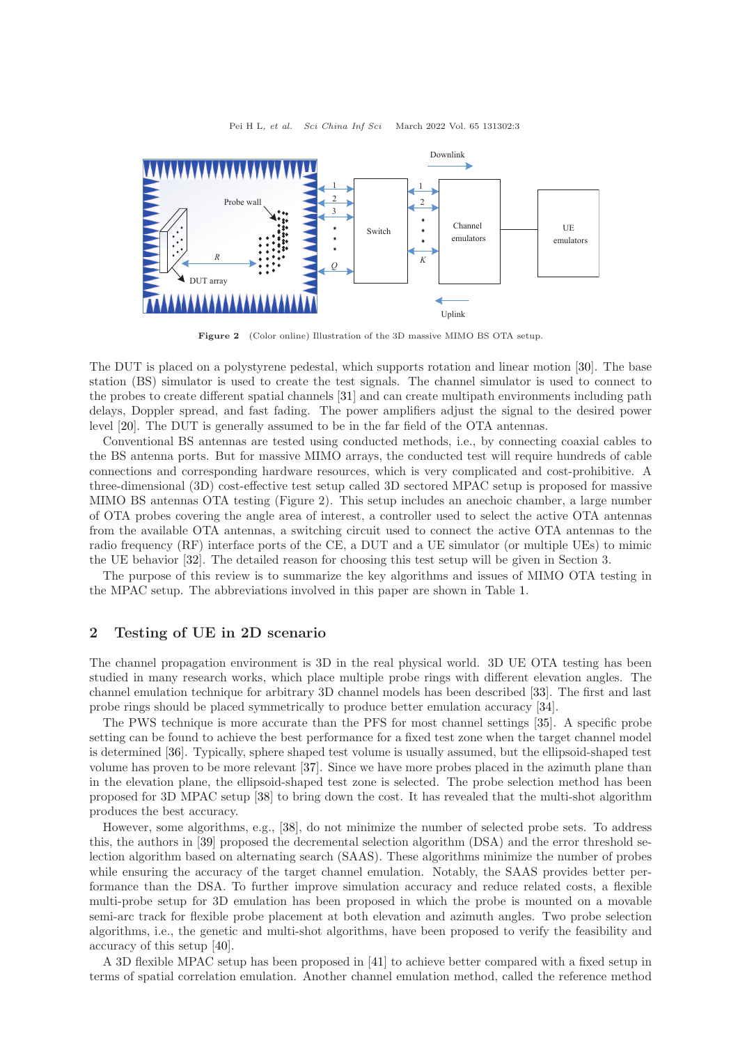Figure 2 (Color online) Illustration of the 3D massive MIMO BS OTA setup.

The DUT is placed on a polystyrene pedestal, which supports rotation and linear motion [30]. The base station (BS) simulator is used to create the test signals. The channel simulator is used to connect to the probes to create different spatial channels [31] and can create multipath environments including path delays, Doppler spread, and fast fading. The power amplifiers adjust the signal to the desired power level [20]. The DUT is generally assumed to be in the far field of the OTA antennas.

Conventional BS antennas are tested using conducted methods, i.e., by connecting coaxial cables to the BS antenna ports. But for massive MIMO arrays, the conducted test will require hundreds of cable connections and corresponding hardware resources, which is very complicated and cost-prohibitive. A three-dimensional (3D) cost-effective test setup called 3D sectored MPAC setup is proposed for massive MIMO BS antennas OTA testing (Figure 2). This setup includes an anechoic chamber, a large number of OTA probes covering the angle area of interest, a controller used to select the active OTA antennas from the available OTA antennas, a switching circuit used to connect the active OTA antennas to the radio frequency (RF) interface ports of the CE, a DUT and a UE simulator (or multiple UEs) to mimic the UE behavior [32]. The detailed reason for choosing this test setup will be given in Section 3.

The purpose of this review is to summarize the key algorithms and issues of MIMO OTA testing in the MPAC setup. The abbreviations involved in this paper are shown in Table 1.

## 2 Testing of UE in 2D scenario

The channel propagation environment is 3D in the real physical world. 3D UE OTA testing has been studied in many research works, which place multiple probe rings with different elevation angles. The channel emulation technique for arbitrary 3D channel models has been described [33]. The first and last probe rings should be placed symmetrically to produce better emulation accuracy [34].

The PWS technique is more accurate than the PFS for most channel settings [35]. A specific probe setting can be found to achieve the best performance for a fixed test zone when the target channel model is determined [36]. Typically, sphere shaped test volume is usually assumed, but the ellipsoid-shaped test volume has proven to be more relevant [37]. Since we have more probes placed in the azimuth plane than in the elevation plane, the ellipsoid-shaped test zone is selected. The probe selection method has been proposed for 3D MPAC setup [38] to bring down the cost. It has revealed that the multi-shot algorithm produces the best accuracy.

However, some algorithms, e.g., [38], do not minimize the number of selected probe sets. To address this, the authors in [39] proposed the decremental selection algorithm (DSA) and the error threshold selection algorithm based on alternating search (SAAS). These algorithms minimize the number of probes while ensuring the accuracy of the target channel emulation. Notably, the SAAS provides better performance than the DSA. To further improve simulation accuracy and reduce related costs, a flexible multi-probe setup for 3D emulation has been proposed in which the probe is mounted on a movable semi-arc track for flexible probe placement at both elevation and azimuth angles. Two probe selection algorithms, i.e., the genetic and multi-shot algorithms, have been proposed to verify the feasibility and accuracy of this setup [40].

A 3D flexible MPAC setup has been proposed in [41] to achieve better compared with a fixed setup in terms of spatial correlation emulation. Another channel emulation method, called the reference method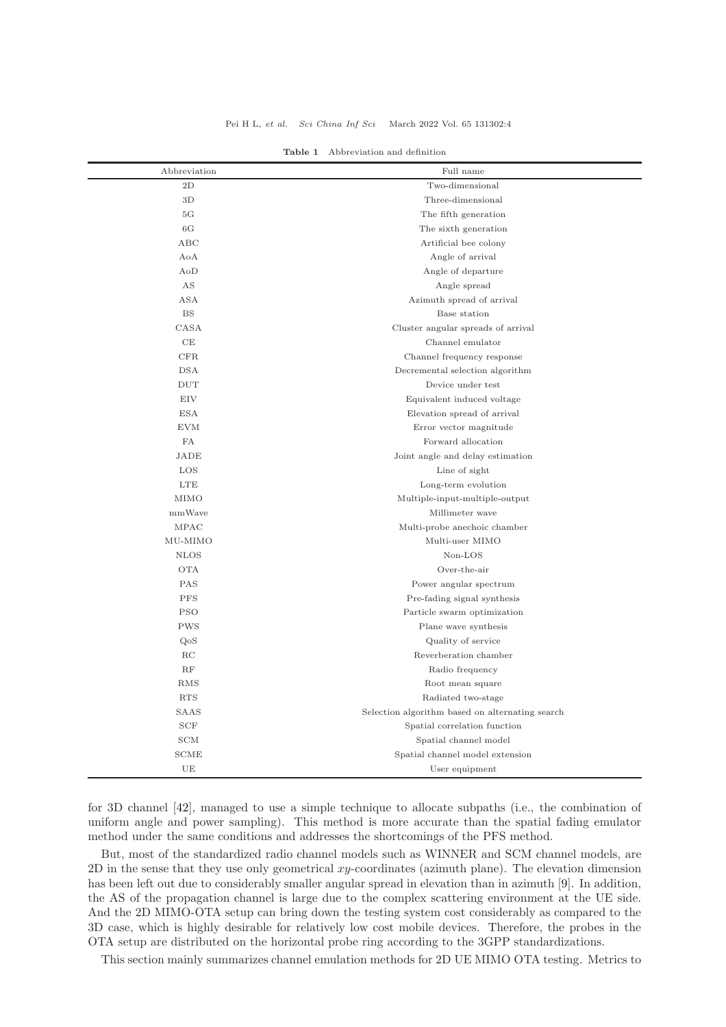**Table 1** Abbreviation and definition

| Abbreviation | Full name |
|---|---|
| 2D | Two-dimensional |
| 3D | Three-dimensional |
| 5G | The fifth generation |
| 6G | The sixth generation |
| ABC | Artificial bee colony |
| AoA | Angle of arrival |
| AoD | Angle of departure |
| AS | Angle spread |
| ASA | Azimuth spread of arrival |
| BS | Base station |
| CASA | Cluster angular spreads of arrival |
| CE | Channel emulator |
| CFR | Channel frequency response |
| DSA | Decremental selection algorithm |
| DUT | Device under test |
| EIV | Equivalent induced voltage |
| ESA | Elevation spread of arrival |
| EVM | Error vector magnitude |
| FA | Forward allocation |
| JADE | Joint angle and delay estimation |
| LOS | Line of sight |
| LTE | Long-term evolution |
| MIMO | Multiple-input-multiple-output |
| mmWave | Millimeter wave |
| MPAC | Multi-probe anechoic chamber |
| MU-MIMO | Multi-user MIMO |
| NLOS | Non-LOS |
| OTA | Over-the-air |
| PAS | Power angular spectrum |
| PFS | Pre-fading signal synthesis |
| PSO | Particle swarm optimization |
| PWS | Plane wave synthesis |
| QoS | Quality of service |
| RC | Reverberation chamber |
| RF | Radio frequency |
| RMS | Root mean square |
| RTS | Radiated two-stage |
| SAAS | Selection algorithm based on alternating search |
| SCF | Spatial correlation function |
| SCM | Spatial channel model |
| SCME | Spatial channel model extension |
| UE | User equipment |

for 3D channel [42], managed to use a simple technique to allocate subpaths (i.e., the combination of uniform angle and power sampling). This method is more accurate than the spatial fading emulator method under the same conditions and addresses the shortcomings of the PFS method.

But, most of the standardized radio channel models such as WINNER and SCM channel models, are 2D in the sense that they use only geometrical $xy$-coordinates (azimuth plane). The elevation dimension has been left out due to considerably smaller angular spread in elevation than in azimuth [9]. In addition, the AS of the propagation channel is large due to the complex scattering environment at the UE side. And the 2D MIMO-OTA setup can bring down the testing system cost considerably as compared to the 3D case, which is highly desirable for relatively low cost mobile devices. Therefore, the probes in the OTA setup are distributed on the horizontal probe ring according to the 3GPP standardizations.

This section mainly summarizes channel emulation methods for 2D UE MIMO OTA testing. Metrics to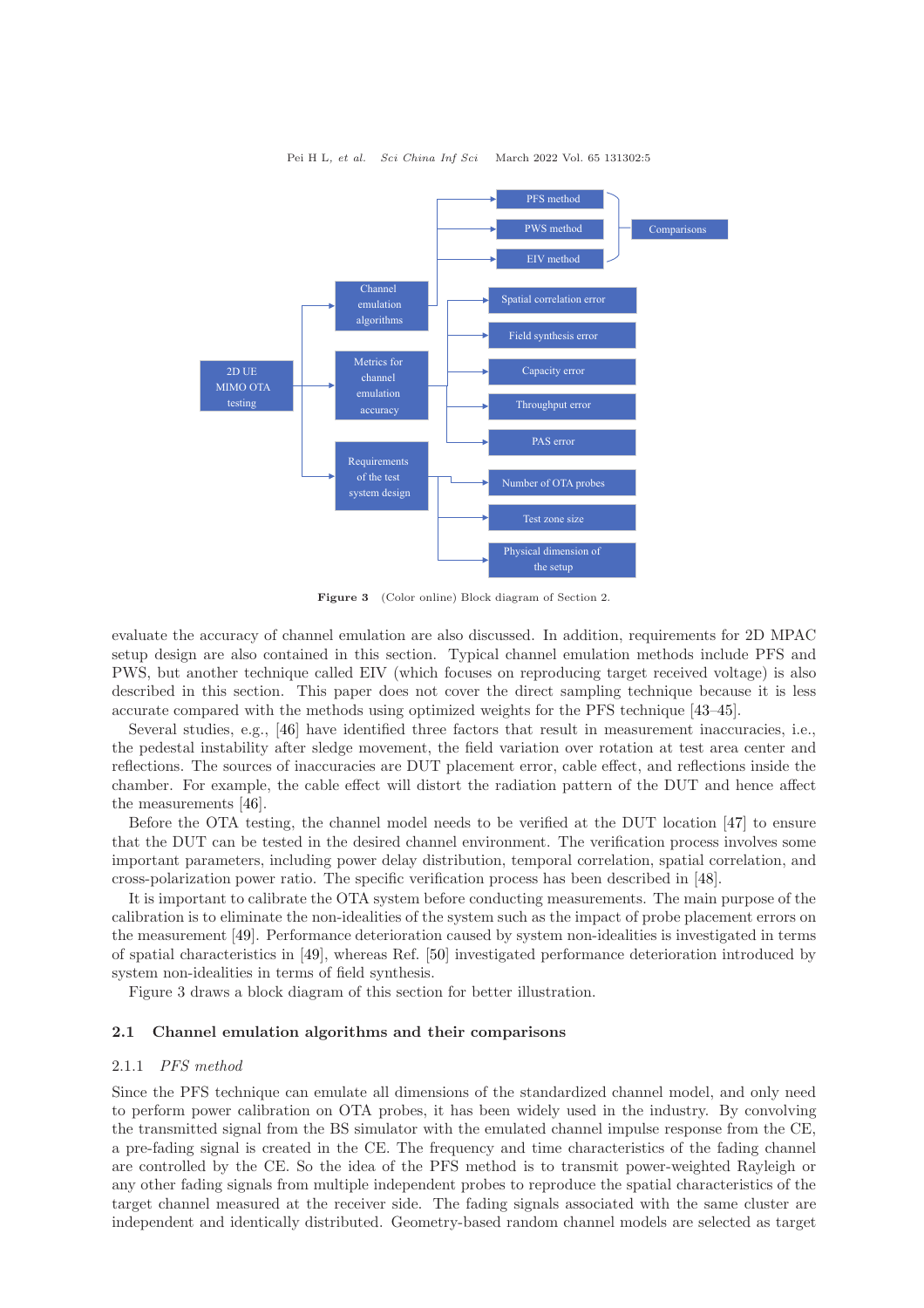Figure 3 (Color online) Block diagram of Section 2.

evaluate the accuracy of channel emulation are also discussed. In addition, requirements for 2D MPAC setup design are also contained in this section. Typical channel emulation methods include PFS and PWS, but another technique called EIV (which focuses on reproducing target received voltage) is also described in this section. This paper does not cover the direct sampling technique because it is less accurate compared with the methods using optimized weights for the PFS technique [43–45].

Several studies, e.g., [46] have identified three factors that result in measurement inaccuracies, i.e., the pedestal instability after sledge movement, the field variation over rotation at test area center and reflections. The sources of inaccuracies are DUT placement error, cable effect, and reflections inside the chamber. For example, the cable effect will distort the radiation pattern of the DUT and hence affect the measurements [46].

Before the OTA testing, the channel model needs to be verified at the DUT location [47] to ensure that the DUT can be tested in the desired channel environment. The verification process involves some important parameters, including power delay distribution, temporal correlation, spatial correlation, and cross-polarization power ratio. The specific verification process has been described in [48].

It is important to calibrate the OTA system before conducting measurements. The main purpose of the calibration is to eliminate the non-idealities of the system such as the impact of probe placement errors on the measurement [49]. Performance deterioration caused by system non-idealities is investigated in terms of spatial characteristics in [49], whereas Ref. [50] investigated performance deterioration introduced by system non-idealities in terms of field synthesis.

Figure 3 draws a block diagram of this section for better illustration.

## 2.1 Channel emulation algorithms and their comparisons

### 2.1.1 *PFS method*

Since the PFS technique can emulate all dimensions of the standardized channel model, and only need to perform power calibration on OTA probes, it has been widely used in the industry. By convolving the transmitted signal from the BS simulator with the emulated channel impulse response from the CE, a pre-fading signal is created in the CE. The frequency and time characteristics of the fading channel are controlled by the CE. So the idea of the PFS method is to transmit power-weighted Rayleigh or any other fading signals from multiple independent probes to reproduce the spatial characteristics of the target channel measured at the receiver side. The fading signals associated with the same cluster are independent and identically distributed. Geometry-based random channel models are selected as target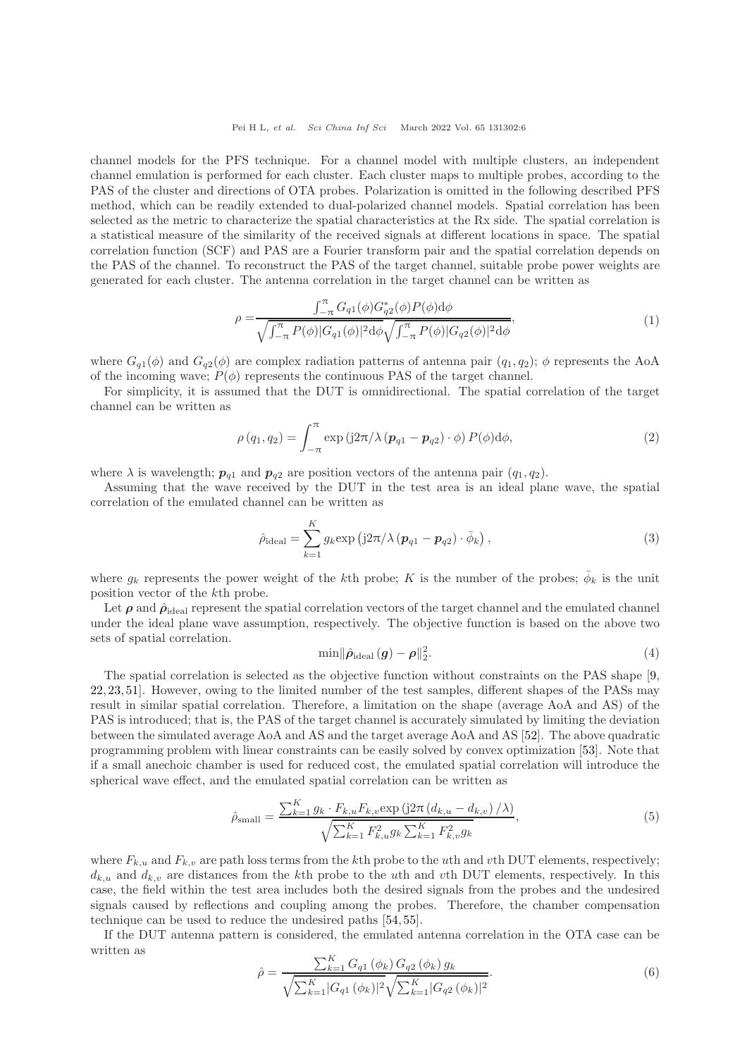channel models for the PFS technique. For a channel model with multiple clusters, an independent channel emulation is performed for each cluster. Each cluster maps to multiple probes, according to the PAS of the cluster and directions of OTA probes. Polarization is omitted in the following described PFS method, which can be readily extended to dual-polarized channel models. Spatial correlation has been selected as the metric to characterize the spatial characteristics at the Rx side. The spatial correlation is a statistical measure of the similarity of the received signals at different locations in space. The spatial correlation function (SCF) and PAS are a Fourier transform pair and the spatial correlation depends on the PAS of the channel. To reconstruct the PAS of the target channel, suitable probe power weights are generated for each cluster. The antenna correlation in the target channel can be written as

$$\rho = \frac{\int_{-\pi}^{\pi} G_{q1}(\phi) G_{q2}^{*}(\phi) P(\phi) \mathrm{d}\phi}{\sqrt{\int_{-\pi}^{\pi} P(\phi) |G_{q1}(\phi)|^2 \mathrm{d}\phi} \sqrt{\int_{-\pi}^{\pi} P(\phi) |G_{q2}(\phi)|^2 \mathrm{d}\phi}}, \tag{1}$$

where $G_{q1}(\phi)$ and $G_{q2}(\phi)$ are complex radiation patterns of antenna pair $(q_1, q_2)$; $\phi$ represents the AoA of the incoming wave; $P(\phi)$ represents the continuous PAS of the target channel.

For simplicity, it is assumed that the DUT is omnidirectional. The spatial correlation of the target channel can be written as

$$\rho(q_1, q_2) = \int_{-\pi}^{\pi} \exp\left(\mathrm{j}2\pi/\lambda \left(\boldsymbol{p}_{q1} - \boldsymbol{p}_{q2}\right) \cdot \phi\right) P(\phi) \mathrm{d}\phi, \tag{2}$$

where $\lambda$ is wavelength; $\boldsymbol{p}_{q1}$ and $\boldsymbol{p}_{q2}$ are position vectors of the antenna pair $(q_1, q_2)$.

Assuming that the wave received by the DUT in the test area is an ideal plane wave, the spatial correlation of the emulated channel can be written as

$$\hat{\rho}_{\text{ideal}} = \sum_{k=1}^{K} g_k \exp\left(\mathrm{j}2\pi/\lambda \left(\boldsymbol{p}_{q1} - \boldsymbol{p}_{q2}\right) \cdot \bar{\phi}_k\right), \tag{3}$$

where $g_k$ represents the power weight of the $k$th probe; $K$ is the number of the probes; $\bar{\phi}_k$ is the unit position vector of the $k$th probe.

Let $\boldsymbol{\rho}$ and $\hat{\boldsymbol{\rho}}_{\text{ideal}}$ represent the spatial correlation vectors of the target channel and the emulated channel under the ideal plane wave assumption, respectively. The objective function is based on the above two sets of spatial correlation.

$$\min \|\hat{\boldsymbol{\rho}}_{\text{ideal}}(\boldsymbol{g}) - \boldsymbol{\rho}\|_2^2. \tag{4}$$

The spatial correlation is selected as the objective function without constraints on the PAS shape [9, 22, 23, 51]. However, owing to the limited number of the test samples, different shapes of the PASs may result in similar spatial correlation. Therefore, a limitation on the shape (average AoA and AS) of the PAS is introduced; that is, the PAS of the target channel is accurately simulated by limiting the deviation between the simulated average AoA and AS and the target average AoA and AS [52]. The above quadratic programming problem with linear constraints can be easily solved by convex optimization [53]. Note that if a small anechoic chamber is used for reduced cost, the emulated spatial correlation will introduce the spherical wave effect, and the emulated spatial correlation can be written as

$$\hat{\rho}_{\text{small}} = \frac{\sum_{k=1}^{K} g_k \cdot F_{k,u} F_{k,v} \exp\left(\mathrm{j}2\pi \left(d_{k,u} - d_{k,v}\right)/\lambda\right)}{\sqrt{\sum_{k=1}^{K} F_{k,u}^2 g_k \sum_{k=1}^{K} F_{k,v}^2 g_k}}, \tag{5}$$

where $F_{k,u}$ and $F_{k,v}$ are path loss terms from the $k$th probe to the $u$th and $v$th DUT elements, respectively; $d_{k,u}$ and $d_{k,v}$ are distances from the $k$th probe to the $u$th and $v$th DUT elements, respectively. In this case, the field within the test area includes both the desired signals from the probes and the undesired signals caused by reflections and coupling among the probes. Therefore, the chamber compensation technique can be used to reduce the undesired paths [54, 55].

If the DUT antenna pattern is considered, the emulated antenna correlation in the OTA case can be written as

$$\hat{\rho} = \frac{\sum_{k=1}^{K} G_{q1}(\phi_k) G_{q2}(\phi_k) g_k}{\sqrt{\sum_{k=1}^{K} |G_{q1}(\phi_k)|^2} \sqrt{\sum_{k=1}^{K} |G_{q2}(\phi_k)|^2}}. \tag{6}$$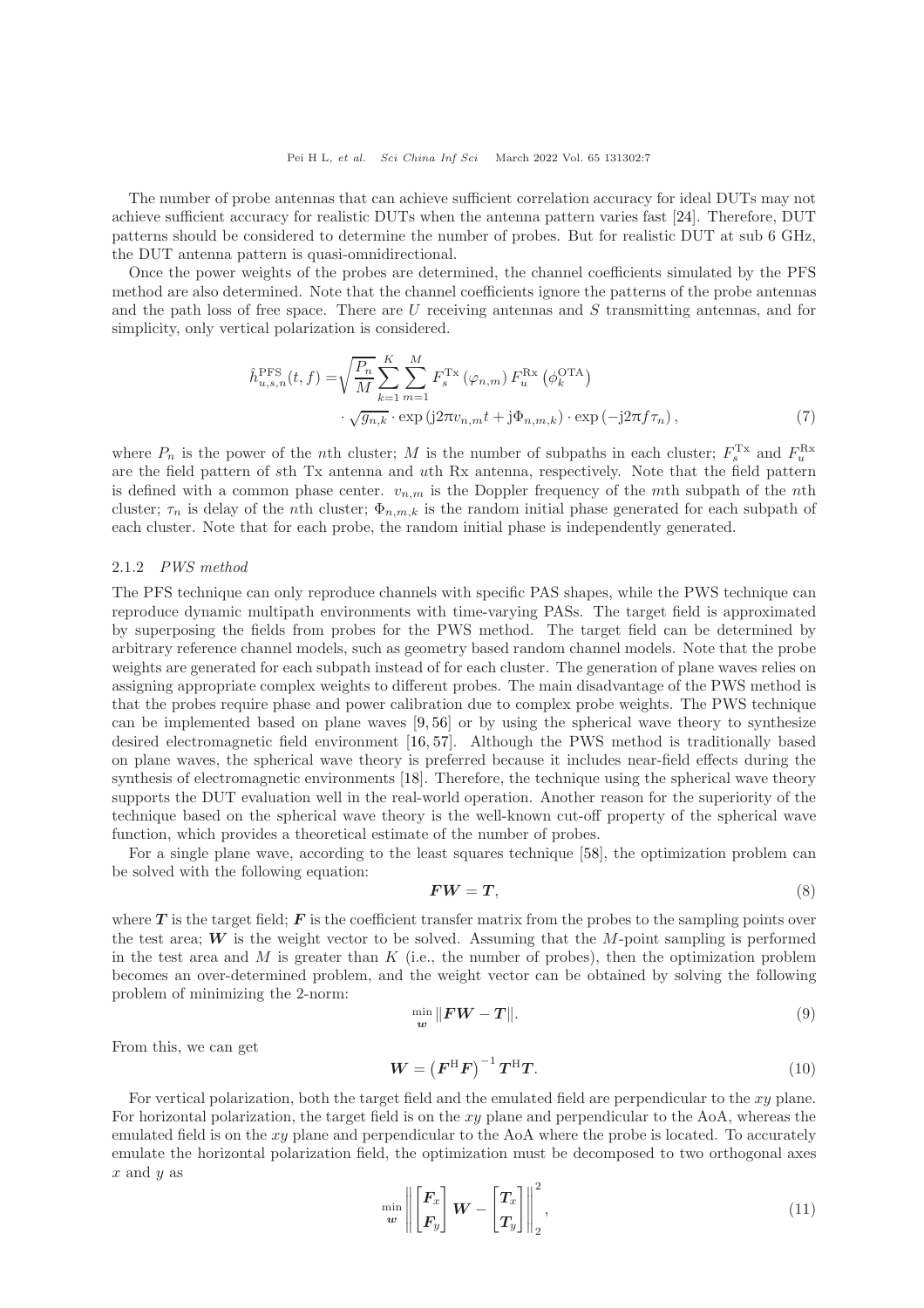The number of probe antennas that can achieve sufficient correlation accuracy for ideal DUTs may not achieve sufficient accuracy for realistic DUTs when the antenna pattern varies fast [24]. Therefore, DUT patterns should be considered to determine the number of probes. But for realistic DUT at sub 6 GHz, the DUT antenna pattern is quasi-omnidirectional.

Once the power weights of the probes are determined, the channel coefficients simulated by the PFS method are also determined. Note that the channel coefficients ignore the patterns of the probe antennas and the path loss of free space. There are $U$ receiving antennas and $S$ transmitting antennas, and for simplicity, only vertical polarization is considered.

$$
\begin{aligned}
\hat{h}_{u,s,n}^{\mathrm{PFS}}(t,f) =& \sqrt{\frac{P_n}{M}} \sum_{k=1}^{K} \sum_{m=1}^{M} F_s^{\mathrm{Tx}}\left(\varphi_{n,m}\right) F_u^{\mathrm{Rx}}\left(\phi_k^{\mathrm{OTA}}\right) \\
&\cdot \sqrt{g_{n,k}} \cdot \exp\left(\mathrm{j}2\pi v_{n,m} t + \mathrm{j}\Phi_{n,m,k}\right) \cdot \exp\left(-\mathrm{j}2\pi f \tau_n\right),
\end{aligned}
\tag{7}
$$

where $P_n$ is the power of the $n$th cluster; $M$ is the number of subpaths in each cluster; $F_s^{\mathrm{Tx}}$ and $F_u^{\mathrm{Rx}}$ are the field pattern of $s$th Tx antenna and $u$th Rx antenna, respectively. Note that the field pattern is defined with a common phase center. $v_{n,m}$ is the Doppler frequency of the $m$th subpath of the $n$th cluster; $\tau_n$ is delay of the $n$th cluster; $\Phi_{n,m,k}$ is the random initial phase generated for each subpath of each cluster. Note that for each probe, the random initial phase is independently generated.

### 2.1.2 *PWS method*

The PFS technique can only reproduce channels with specific PAS shapes, while the PWS technique can reproduce dynamic multipath environments with time-varying PASs. The target field is approximated by superposing the fields from probes for the PWS method. The target field can be determined by arbitrary reference channel models, such as geometry based random channel models. Note that the probe weights are generated for each subpath instead of for each cluster. The generation of plane waves relies on assigning appropriate complex weights to different probes. The main disadvantage of the PWS method is that the probes require phase and power calibration due to complex probe weights. The PWS technique can be implemented based on plane waves [9, 56] or by using the spherical wave theory to synthesize desired electromagnetic field environment [16, 57]. Although the PWS method is traditionally based on plane waves, the spherical wave theory is preferred because it includes near-field effects during the synthesis of electromagnetic environments [18]. Therefore, the technique using the spherical wave theory supports the DUT evaluation well in the real-world operation. Another reason for the superiority of the technique based on the spherical wave theory is the well-known cut-off property of the spherical wave function, which provides a theoretical estimate of the number of probes.

For a single plane wave, according to the least squares technique [58], the optimization problem can be solved with the following equation:

$$
\boldsymbol{F}\boldsymbol{W} = \boldsymbol{T},
\tag{8}
$$

where $\boldsymbol{T}$ is the target field; $\boldsymbol{F}$ is the coefficient transfer matrix from the probes to the sampling points over the test area; $\boldsymbol{W}$ is the weight vector to be solved. Assuming that the $M$-point sampling is performed in the test area and $M$ is greater than $K$ (i.e., the number of probes), then the optimization problem becomes an over-determined problem, and the weight vector can be obtained by solving the following problem of minimizing the 2-norm:

$$
\min_{\boldsymbol{w}} \|\boldsymbol{F}\boldsymbol{W} - \boldsymbol{T}\|.
\tag{9}
$$

From this, we can get

$$
\boldsymbol{W} = \left(\boldsymbol{F}^{\mathrm{H}}\boldsymbol{F}\right)^{-1} \boldsymbol{T}^{\mathrm{H}}\boldsymbol{T}.
\tag{10}
$$

For vertical polarization, both the target field and the emulated field are perpendicular to the $xy$ plane. For horizontal polarization, the target field is on the $xy$ plane and perpendicular to the AoA, whereas the emulated field is on the $xy$ plane and perpendicular to the AoA where the probe is located. To accurately emulate the horizontal polarization field, the optimization must be decomposed to two orthogonal axes $x$ and $y$ as

$$
\min_{\boldsymbol{w}} \left\| \begin{bmatrix} \boldsymbol{F}_x \\ \boldsymbol{F}_y \end{bmatrix} \boldsymbol{W} - \begin{bmatrix} \boldsymbol{T}_x \\ \boldsymbol{T}_y \end{bmatrix} \right\|_2^2,
\tag{11}
$$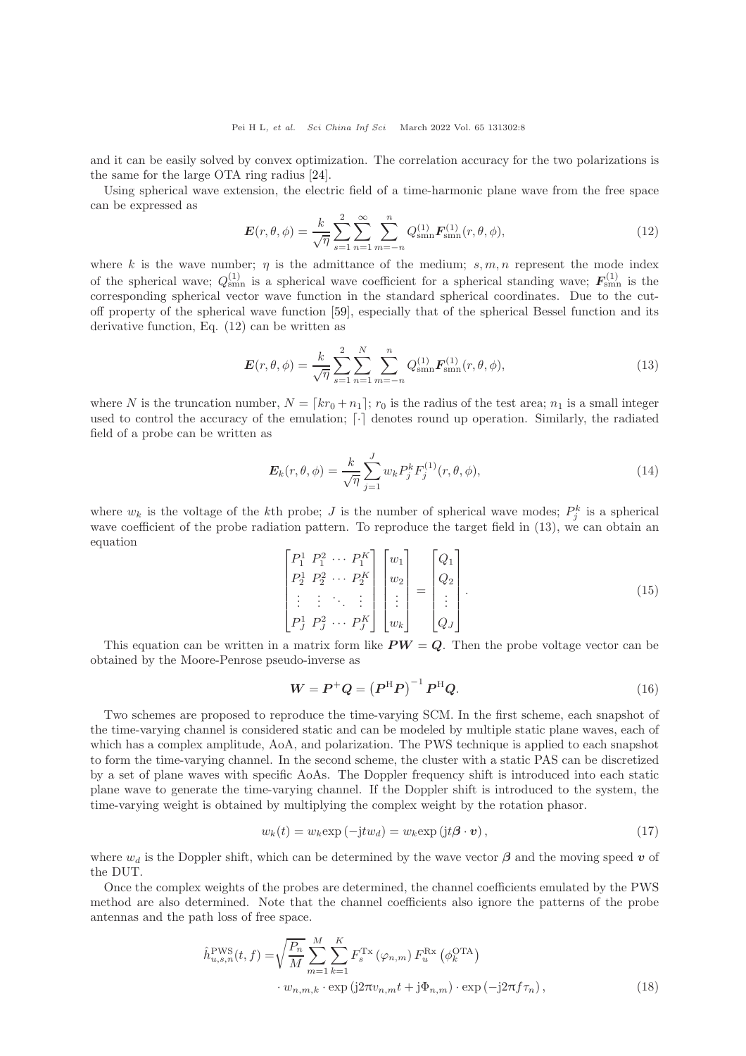and it can be easily solved by convex optimization. The correlation accuracy for the two polarizations is the same for the large OTA ring radius [24].

Using spherical wave extension, the electric field of a time-harmonic plane wave from the free space can be expressed as

$$\boldsymbol{E}(r,\theta,\phi)=\frac{k}{\sqrt{\eta}}\sum_{s=1}^{2}\sum_{n=1}^{\infty}\sum_{m=-n}^{n}Q_{\mathrm{smn}}^{(1)}\boldsymbol{F}_{\mathrm{smn}}^{(1)}(r,\theta,\phi), \tag{12}$$

where $k$ is the wave number; $\eta$ is the admittance of the medium; $s,m,n$ represent the mode index of the spherical wave; $Q_{\mathrm{smn}}^{(1)}$ is a spherical wave coefficient for a spherical standing wave; $\boldsymbol{F}_{\mathrm{smn}}^{(1)}$ is the corresponding spherical vector wave function in the standard spherical coordinates. Due to the cut-off property of the spherical wave function [59], especially that of the spherical Bessel function and its derivative function, Eq. (12) can be written as

$$\boldsymbol{E}(r,\theta,\phi)=\frac{k}{\sqrt{\eta}}\sum_{s=1}^{2}\sum_{n=1}^{N}\sum_{m=-n}^{n}Q_{\mathrm{smn}}^{(1)}\boldsymbol{F}_{\mathrm{smn}}^{(1)}(r,\theta,\phi), \tag{13}$$

where $N$ is the truncation number, $N=\lceil kr_0+n_1\rceil$; $r_0$ is the radius of the test area; $n_1$ is a small integer used to control the accuracy of the emulation; $\lceil\cdot\rceil$ denotes round up operation. Similarly, the radiated field of a probe can be written as

$$\boldsymbol{E}_k(r,\theta,\phi)=\frac{k}{\sqrt{\eta}}\sum_{j=1}^{J}w_kP_j^kF_j^{(1)}(r,\theta,\phi), \tag{14}$$

where $w_k$ is the voltage of the $k$th probe; $J$ is the number of spherical wave modes; $P_j^k$ is a spherical wave coefficient of the probe radiation pattern. To reproduce the target field in (13), we can obtain an equation

$$\begin{bmatrix}P_1^1 & P_1^2 & \cdots & P_1^K\\ P_2^1 & P_2^2 & \cdots & P_2^K\\ \vdots & \vdots & \ddots & \vdots\\ P_J^1 & P_J^2 & \cdots & P_J^K\end{bmatrix}\begin{bmatrix}w_1\\ w_2\\ \vdots\\ w_k\end{bmatrix}=\begin{bmatrix}Q_1\\ Q_2\\ \vdots\\ Q_J\end{bmatrix}. \tag{15}$$

This equation can be written in a matrix form like $\boldsymbol{PW}=\boldsymbol{Q}$. Then the probe voltage vector can be obtained by the Moore-Penrose pseudo-inverse as

$$\boldsymbol{W}=\boldsymbol{P}^{+}\boldsymbol{Q}=\left(\boldsymbol{P}^{\mathrm{H}}\boldsymbol{P}\right)^{-1}\boldsymbol{P}^{\mathrm{H}}\boldsymbol{Q}. \tag{16}$$

Two schemes are proposed to reproduce the time-varying SCM. In the first scheme, each snapshot of the time-varying channel is considered static and can be modeled by multiple static plane waves, each of which has a complex amplitude, AoA, and polarization. The PWS technique is applied to each snapshot to form the time-varying channel. In the second scheme, the cluster with a static PAS can be discretized by a set of plane waves with specific AoAs. The Doppler frequency shift is introduced into each static plane wave to generate the time-varying channel. If the Doppler shift is introduced to the system, the time-varying weight is obtained by multiplying the complex weight by the rotation phasor.

$$w_k(t)=w_k\exp\left(-\mathrm{j}tw_d\right)=w_k\exp\left(\mathrm{j}t\boldsymbol{\beta}\cdot\boldsymbol{v}\right), \tag{17}$$

where $w_d$ is the Doppler shift, which can be determined by the wave vector $\boldsymbol{\beta}$ and the moving speed $\boldsymbol{v}$ of the DUT.

Once the complex weights of the probes are determined, the channel coefficients emulated by the PWS method are also determined. Note that the channel coefficients also ignore the patterns of the probe antennas and the path loss of free space.

$$\begin{aligned}\hat{h}_{u,s,n}^{\mathrm{PWS}}(t,f)=&\sqrt{\frac{P_n}{M}}\sum_{m=1}^{M}\sum_{k=1}^{K}F_s^{\mathrm{Tx}}\left(\varphi_{n,m}\right)F_u^{\mathrm{Rx}}\left(\phi_k^{\mathrm{OTA}}\right)\\ &\cdot w_{n,m,k}\cdot\exp\left(\mathrm{j}2\pi v_{n,m}t+\mathrm{j}\Phi_{n,m}\right)\cdot\exp\left(-\mathrm{j}2\pi f\tau_n\right),\end{aligned} \tag{18}$$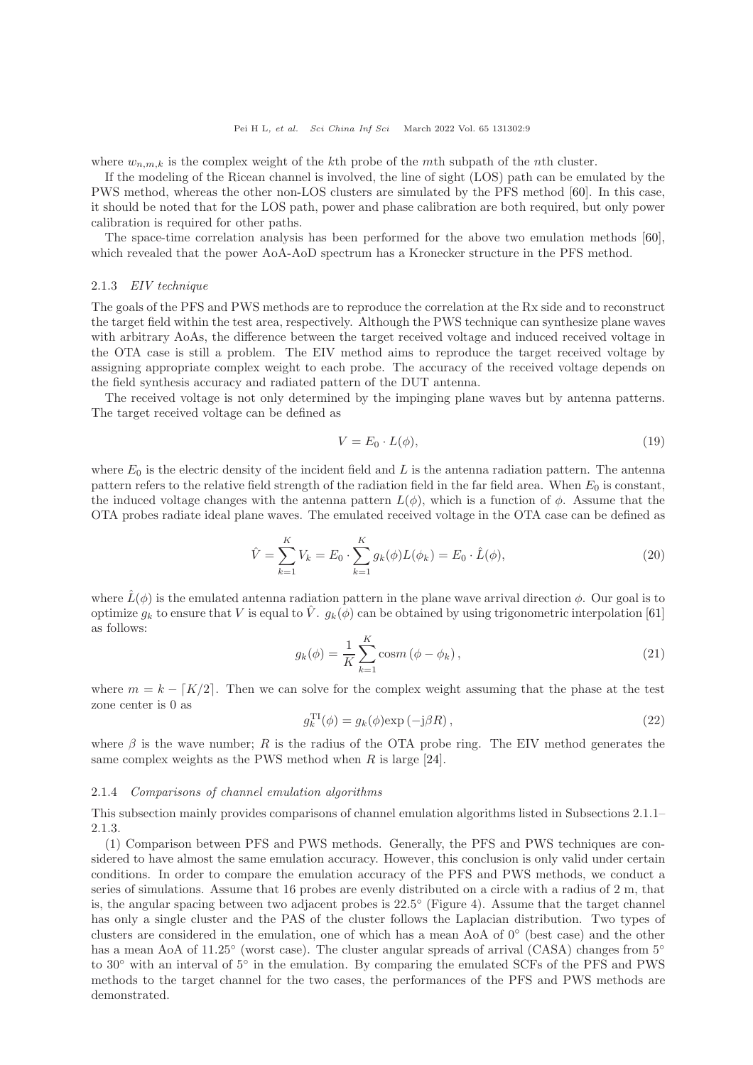where $w_{n,m,k}$ is the complex weight of the $k$th probe of the $m$th subpath of the $n$th cluster.

If the modeling of the Ricean channel is involved, the line of sight (LOS) path can be emulated by the PWS method, whereas the other non-LOS clusters are simulated by the PFS method [60]. In this case, it should be noted that for the LOS path, power and phase calibration are both required, but only power calibration is required for other paths.

The space-time correlation analysis has been performed for the above two emulation methods [60], which revealed that the power AoA-AoD spectrum has a Kronecker structure in the PFS method.

#### 2.1.3 *EIV technique*

The goals of the PFS and PWS methods are to reproduce the correlation at the Rx side and to reconstruct the target field within the test area, respectively. Although the PWS technique can synthesize plane waves with arbitrary AoAs, the difference between the target received voltage and induced received voltage in the OTA case is still a problem. The EIV method aims to reproduce the target received voltage by assigning appropriate complex weight to each probe. The accuracy of the received voltage depends on the field synthesis accuracy and radiated pattern of the DUT antenna.

The received voltage is not only determined by the impinging plane waves but by antenna patterns. The target received voltage can be defined as

$$V = E_0 \cdot L(\phi), \tag{19}$$

where $E_0$ is the electric density of the incident field and $L$ is the antenna radiation pattern. The antenna pattern refers to the relative field strength of the radiation field in the far field area. When $E_0$ is constant, the induced voltage changes with the antenna pattern $L(\phi)$, which is a function of $\phi$. Assume that the OTA probes radiate ideal plane waves. The emulated received voltage in the OTA case can be defined as

$$\hat{V} = \sum_{k=1}^{K} V_k = E_0 \cdot \sum_{k=1}^{K} g_k(\phi) L(\phi_k) = E_0 \cdot \hat{L}(\phi), \tag{20}$$

where $\hat{L}(\phi)$ is the emulated antenna radiation pattern in the plane wave arrival direction $\phi$. Our goal is to optimize $g_k$ to ensure that $V$ is equal to $\hat{V}$. $g_k(\phi)$ can be obtained by using trigonometric interpolation [61] as follows:

$$g_k(\phi) = \frac{1}{K} \sum_{k=1}^{K} \cos m\left(\phi - \phi_k\right), \tag{21}$$

where $m = k - \lceil K/2 \rceil$. Then we can solve for the complex weight assuming that the phase at the test zone center is 0 as

$$g_k^{\mathrm{TI}}(\phi) = g_k(\phi) \exp\left(-\mathrm{j}\beta R\right), \tag{22}$$

where $\beta$ is the wave number; $R$ is the radius of the OTA probe ring. The EIV method generates the same complex weights as the PWS method when $R$ is large [24].

#### 2.1.4 *Comparisons of channel emulation algorithms*

This subsection mainly provides comparisons of channel emulation algorithms listed in Subsections 2.1.1–2.1.3.

(1) Comparison between PFS and PWS methods. Generally, the PFS and PWS techniques are considered to have almost the same emulation accuracy. However, this conclusion is only valid under certain conditions. In order to compare the emulation accuracy of the PFS and PWS methods, we conduct a series of simulations. Assume that 16 probes are evenly distributed on a circle with a radius of 2 m, that is, the angular spacing between two adjacent probes is 22.5° (Figure 4). Assume that the target channel has only a single cluster and the PAS of the cluster follows the Laplacian distribution. Two types of clusters are considered in the emulation, one of which has a mean AoA of 0° (best case) and the other has a mean AoA of 11.25° (worst case). The cluster angular spreads of arrival (CASA) changes from 5° to 30° with an interval of 5° in the emulation. By comparing the emulated SCFs of the PFS and PWS methods to the target channel for the two cases, the performances of the PFS and PWS methods are demonstrated.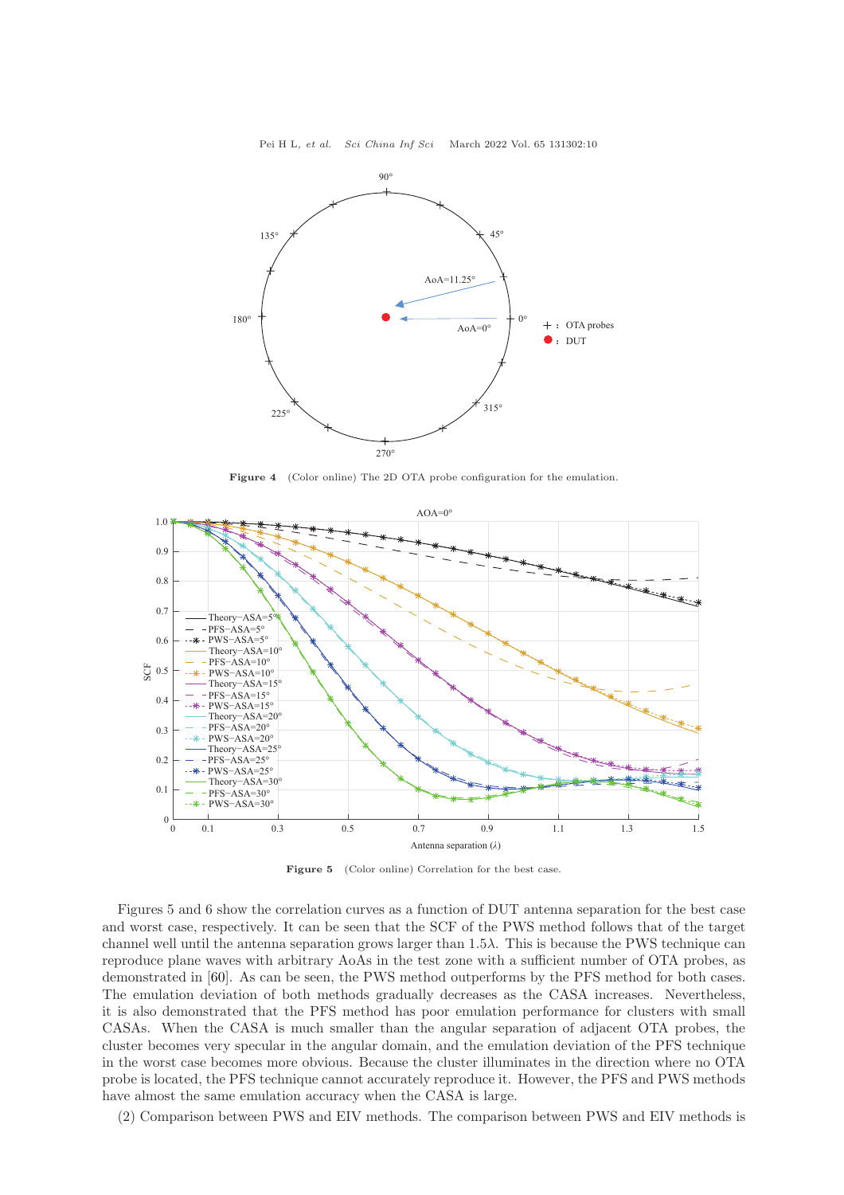Figure 4 (Color online) The 2D OTA probe configuration for the emulation.

Figure 5 (Color online) Correlation for the best case.

Figures 5 and 6 show the correlation curves as a function of DUT antenna separation for the best case and worst case, respectively. It can be seen that the SCF of the PWS method follows that of the target channel well until the antenna separation grows larger than $1.5\lambda$. This is because the PWS technique can reproduce plane waves with arbitrary AoAs in the test zone with a sufficient number of OTA probes, as demonstrated in [60]. As can be seen, the PWS method outperforms by the PFS method for both cases. The emulation deviation of both methods gradually decreases as the CASA increases. Nevertheless, it is also demonstrated that the PFS method has poor emulation performance for clusters with small CASAs. When the CASA is much smaller than the angular separation of adjacent OTA probes, the cluster becomes very specular in the angular domain, and the emulation deviation of the PFS technique in the worst case becomes more obvious. Because the cluster illuminates in the direction where no OTA probe is located, the PFS technique cannot accurately reproduce it. However, the PFS and PWS methods have almost the same emulation accuracy when the CASA is large.

(2) Comparison between PWS and EIV methods. The comparison between PWS and EIV methods is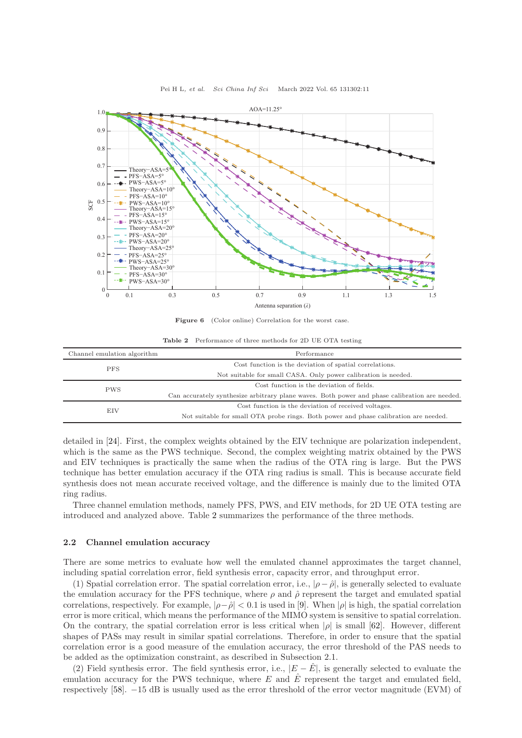**Figure 6** (Color online) Correlation for the worst case.

**Table 2** Performance of three methods for 2D UE OTA testing

| Channel emulation algorithm | Performance |
| --- | --- |
| PFS | Cost function is the deviation of spatial correlations. |
| | Not suitable for small CASA. Only power calibration is needed. |
| PWS | Cost function is the deviation of fields. |
| | Can accurately synthesize arbitrary plane waves. Both power and phase calibration are needed. |
| EIV | Cost function is the deviation of received voltages. |
| | Not suitable for small OTA probe rings. Both power and phase calibration are needed. |

detailed in [24]. First, the complex weights obtained by the EIV technique are polarization independent, which is the same as the PWS technique. Second, the complex weighting matrix obtained by the PWS and EIV techniques is practically the same when the radius of the OTA ring is large. But the PWS technique has better emulation accuracy if the OTA ring radius is small. This is because accurate field synthesis does not mean accurate received voltage, and the difference is mainly due to the limited OTA ring radius.

Three channel emulation methods, namely PFS, PWS, and EIV methods, for 2D UE OTA testing are introduced and analyzed above. Table 2 summarizes the performance of the three methods.

### 2.2 Channel emulation accuracy

There are some metrics to evaluate how well the emulated channel approximates the target channel, including spatial correlation error, field synthesis error, capacity error, and throughput error.

(1) Spatial correlation error. The spatial correlation error, i.e., $|\rho - \hat{\rho}|$, is generally selected to evaluate the emulation accuracy for the PFS technique, where $\rho$ and $\hat{\rho}$ represent the target and emulated spatial correlations, respectively. For example, $|\rho - \hat{\rho}| < 0.1$ is used in [9]. When $|\rho|$ is high, the spatial correlation error is more critical, which means the performance of the MIMO system is sensitive to spatial correlation. On the contrary, the spatial correlation error is less critical when $|\rho|$ is small [62]. However, different shapes of PASs may result in similar spatial correlations. Therefore, in order to ensure that the spatial correlation error is a good measure of the emulation accuracy, the error threshold of the PAS needs to be added as the optimization constraint, as described in Subsection 2.1.

(2) Field synthesis error. The field synthesis error, i.e., $|E - \hat{E}|$, is generally selected to evaluate the emulation accuracy for the PWS technique, where $E$ and $\hat{E}$ represent the target and emulated field, respectively [58]. $-15$ dB is usually used as the error threshold of the error vector magnitude (EVM) of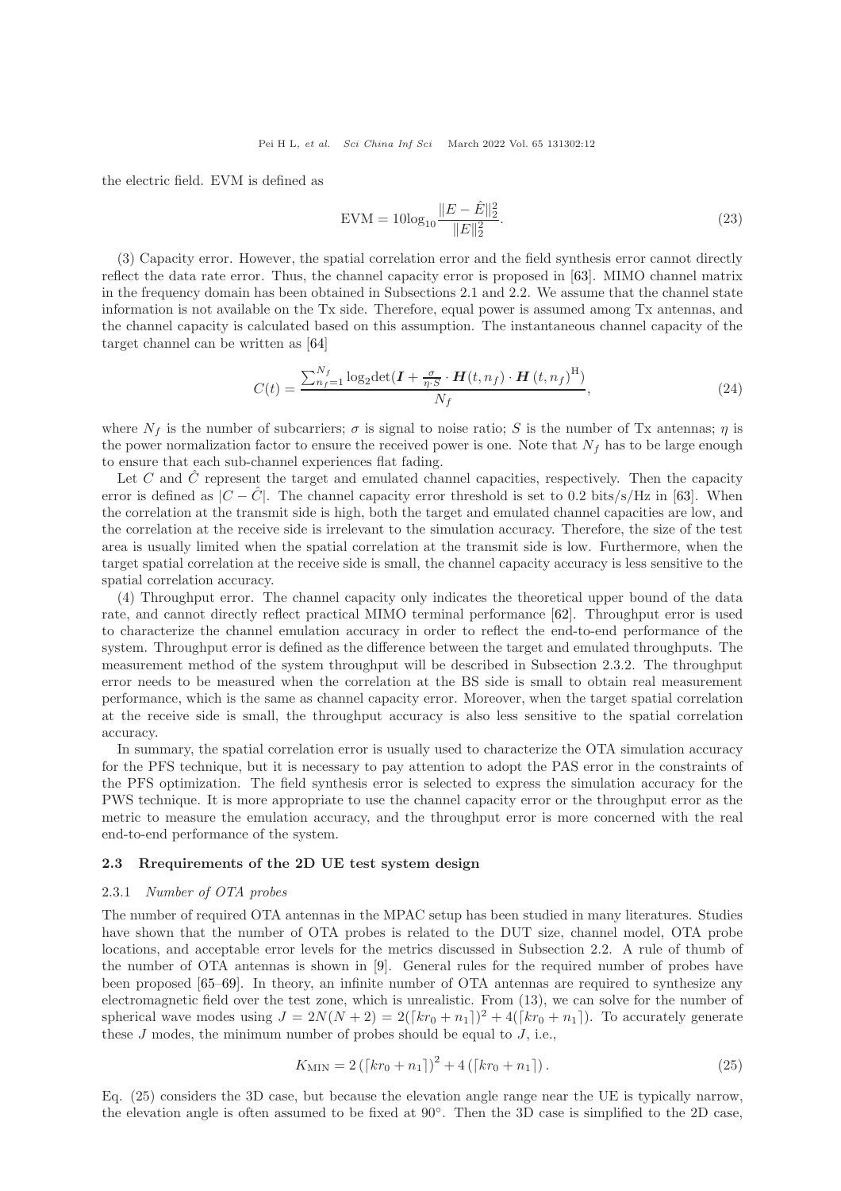the electric field. EVM is defined as

$$\mathrm{EVM} = 10\log_{10}\frac{\|E-\hat{E}\|_2^2}{\|E\|_2^2}. \tag{23}$$

(3) Capacity error. However, the spatial correlation error and the field synthesis error cannot directly reflect the data rate error. Thus, the channel capacity error is proposed in [63]. MIMO channel matrix in the frequency domain has been obtained in Subsections 2.1 and 2.2. We assume that the channel state information is not available on the Tx side. Therefore, equal power is assumed among Tx antennas, and the channel capacity is calculated based on this assumption. The instantaneous channel capacity of the target channel can be written as [64]

$$C(t) = \frac{\sum_{n_f=1}^{N_f}\log_2\det(\boldsymbol{I}+\frac{\sigma}{\eta\cdot S}\cdot\boldsymbol{H}(t,n_f)\cdot\boldsymbol{H}(t,n_f)^{\mathrm{H}})}{N_f}, \tag{24}$$

where $N_f$ is the number of subcarriers; $\sigma$ is signal to noise ratio; $S$ is the number of Tx antennas; $\eta$ is the power normalization factor to ensure the received power is one. Note that $N_f$ has to be large enough to ensure that each sub-channel experiences flat fading.

Let $C$ and $\hat{C}$ represent the target and emulated channel capacities, respectively. Then the capacity error is defined as $|C-\hat{C}|$. The channel capacity error threshold is set to 0.2 bits/s/Hz in [63]. When the correlation at the transmit side is high, both the target and emulated channel capacities are low, and the correlation at the receive side is irrelevant to the simulation accuracy. Therefore, the size of the test area is usually limited when the spatial correlation at the transmit side is low. Furthermore, when the target spatial correlation at the receive side is small, the channel capacity accuracy is less sensitive to the spatial correlation accuracy.

(4) Throughput error. The channel capacity only indicates the theoretical upper bound of the data rate, and cannot directly reflect practical MIMO terminal performance [62]. Throughput error is used to characterize the channel emulation accuracy in order to reflect the end-to-end performance of the system. Throughput error is defined as the difference between the target and emulated throughputs. The measurement method of the system throughput will be described in Subsection 2.3.2. The throughput error needs to be measured when the correlation at the BS side is small to obtain real measurement performance, which is the same as channel capacity error. Moreover, when the target spatial correlation at the receive side is small, the throughput accuracy is also less sensitive to the spatial correlation accuracy.

In summary, the spatial correlation error is usually used to characterize the OTA simulation accuracy for the PFS technique, but it is necessary to pay attention to adopt the PAS error in the constraints of the PFS optimization. The field synthesis error is selected to express the simulation accuracy for the PWS technique. It is more appropriate to use the channel capacity error or the throughput error as the metric to measure the emulation accuracy, and the throughput error is more concerned with the real end-to-end performance of the system.

### 2.3 Rrequirements of the 2D UE test system design

#### 2.3.1 *Number of OTA probes*

The number of required OTA antennas in the MPAC setup has been studied in many literatures. Studies have shown that the number of OTA probes is related to the DUT size, channel model, OTA probe locations, and acceptable error levels for the metrics discussed in Subsection 2.2. A rule of thumb of the number of OTA antennas is shown in [9]. General rules for the required number of probes have been proposed [65–69]. In theory, an infinite number of OTA antennas are required to synthesize any electromagnetic field over the test zone, which is unrealistic. From (13), we can solve for the number of spherical wave modes using $J = 2N(N+2) = 2(\lceil kr_0+n_1\rceil)^2+4(\lceil kr_0+n_1\rceil)$. To accurately generate these $J$ modes, the minimum number of probes should be equal to $J$, i.e.,

$$K_{\mathrm{MIN}} = 2\left(\lceil kr_0+n_1\rceil\right)^2+4\left(\lceil kr_0+n_1\rceil\right). \tag{25}$$

Eq. (25) considers the 3D case, but because the elevation angle range near the UE is typically narrow, the elevation angle is often assumed to be fixed at 90°. Then the 3D case is simplified to the 2D case,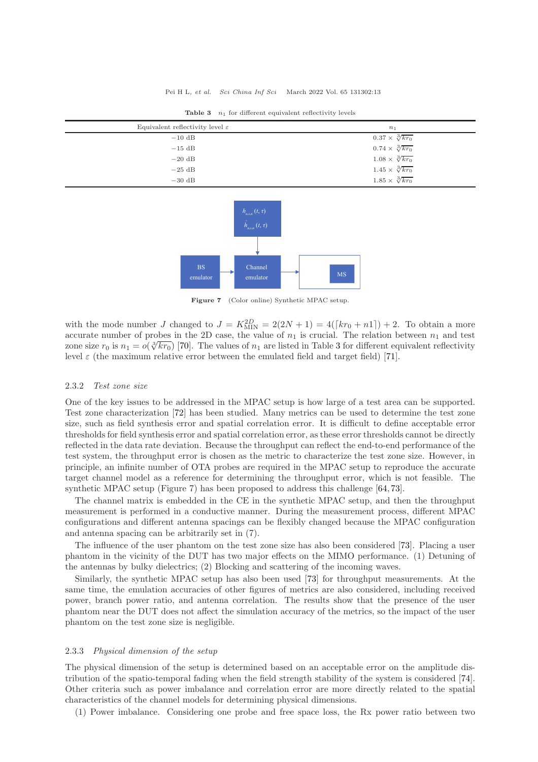**Table 3** $n_1$ for different equivalent reflectivity levels

| Equivalent reflectivity level $\varepsilon$ | $n_1$ |
|---|---|
| $-10$ dB | $0.37 \times \sqrt[3]{kr_0}$ |
| $-15$ dB | $0.74 \times \sqrt[3]{kr_0}$ |
| $-20$ dB | $1.08 \times \sqrt[3]{kr_0}$ |
| $-25$ dB | $1.45 \times \sqrt[3]{kr_0}$ |
| $-30$ dB | $1.85 \times \sqrt[3]{kr_0}$ |

**Figure 7** (Color online) Synthetic MPAC setup.

with the mode number $J$ changed to $J = K_{\text{MIN}}^{2D} = 2(2N+1) = 4(\lceil kr_0 + n1 \rceil) + 2$. To obtain a more accurate number of probes in the 2D case, the value of $n_1$ is crucial. The relation between $n_1$ and test zone size $r_0$ is $n_1 = o(\sqrt[3]{kr_0})$ [70]. The values of $n_1$ are listed in Table 3 for different equivalent reflectivity level $\varepsilon$ (the maximum relative error between the emulated field and target field) [71].

### 2.3.2 *Test zone size*

One of the key issues to be addressed in the MPAC setup is how large of a test area can be supported. Test zone characterization [72] has been studied. Many metrics can be used to determine the test zone size, such as field synthesis error and spatial correlation error. It is difficult to define acceptable error thresholds for field synthesis error and spatial correlation error, as these error thresholds cannot be directly reflected in the data rate deviation. Because the throughput can reflect the end-to-end performance of the test system, the throughput error is chosen as the metric to characterize the test zone size. However, in principle, an infinite number of OTA probes are required in the MPAC setup to reproduce the accurate target channel model as a reference for determining the throughput error, which is not feasible. The synthetic MPAC setup (Figure 7) has been proposed to address this challenge [64, 73].

The channel matrix is embedded in the CE in the synthetic MPAC setup, and then the throughput measurement is performed in a conductive manner. During the measurement process, different MPAC configurations and different antenna spacings can be flexibly changed because the MPAC configuration and antenna spacing can be arbitrarily set in (7).

The influence of the user phantom on the test zone size has also been considered [73]. Placing a user phantom in the vicinity of the DUT has two major effects on the MIMO performance. (1) Detuning of the antennas by bulky dielectrics; (2) Blocking and scattering of the incoming waves.

Similarly, the synthetic MPAC setup has also been used [73] for throughput measurements. At the same time, the emulation accuracies of other figures of metrics are also considered, including received power, branch power ratio, and antenna correlation. The results show that the presence of the user phantom near the DUT does not affect the simulation accuracy of the metrics, so the impact of the user phantom on the test zone size is negligible.

### 2.3.3 *Physical dimension of the setup*

The physical dimension of the setup is determined based on an acceptable error on the amplitude distribution of the spatio-temporal fading when the field strength stability of the system is considered [74]. Other criteria such as power imbalance and correlation error are more directly related to the spatial characteristics of the channel models for determining physical dimensions.

(1) Power imbalance. Considering one probe and free space loss, the Rx power ratio between two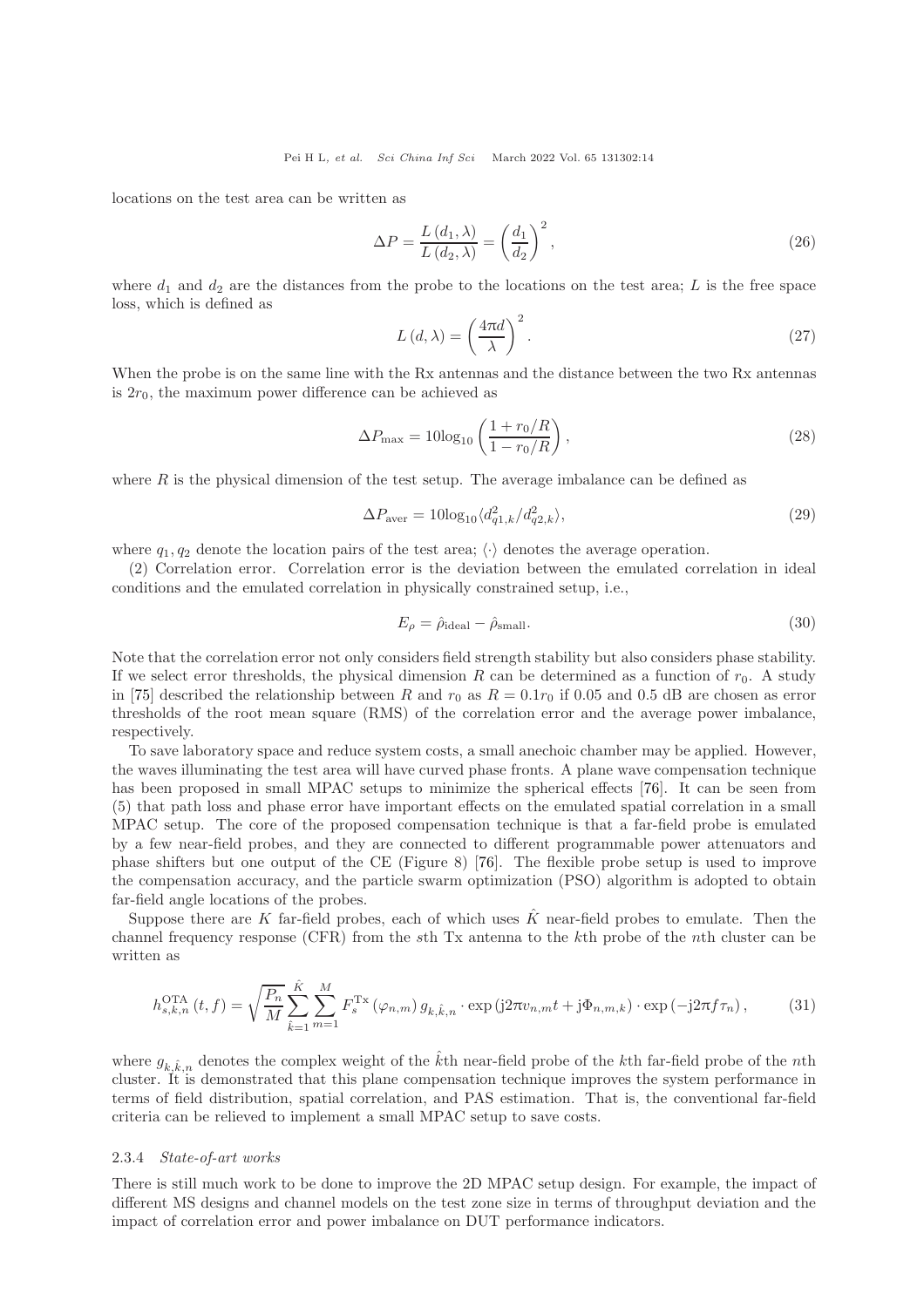locations on the test area can be written as

$$\Delta P = \frac{L(d_1, \lambda)}{L(d_2, \lambda)} = \left(\frac{d_1}{d_2}\right)^2, \tag{26}$$

where $d_1$ and $d_2$ are the distances from the probe to the locations on the test area; $L$ is the free space loss, which is defined as

$$L(d, \lambda) = \left(\frac{4\pi d}{\lambda}\right)^2. \tag{27}$$

When the probe is on the same line with the Rx antennas and the distance between the two Rx antennas is $2r_0$, the maximum power difference can be achieved as

$$\Delta P_{\max} = 10\log_{10}\left(\frac{1 + r_0/R}{1 - r_0/R}\right), \tag{28}$$

where $R$ is the physical dimension of the test setup. The average imbalance can be defined as

$$\Delta P_{\text{aver}} = 10\log_{10}\langle d_{q1,k}^2 / d_{q2,k}^2 \rangle, \tag{29}$$

where $q_1, q_2$ denote the location pairs of the test area; $\langle \cdot \rangle$ denotes the average operation.

(2) Correlation error. Correlation error is the deviation between the emulated correlation in ideal conditions and the emulated correlation in physically constrained setup, i.e.,

$$E_\rho = \hat{\rho}_{\text{ideal}} - \hat{\rho}_{\text{small}}. \tag{30}$$

Note that the correlation error not only considers field strength stability but also considers phase stability. If we select error thresholds, the physical dimension $R$ can be determined as a function of $r_0$. A study in [75] described the relationship between $R$ and $r_0$ as $R = 0.1r_0$ if 0.05 and 0.5 dB are chosen as error thresholds of the root mean square (RMS) of the correlation error and the average power imbalance, respectively.

To save laboratory space and reduce system costs, a small anechoic chamber may be applied. However, the waves illuminating the test area will have curved phase fronts. A plane wave compensation technique has been proposed in small MPAC setups to minimize the spherical effects [76]. It can be seen from (5) that path loss and phase error have important effects on the emulated spatial correlation in a small MPAC setup. The core of the proposed compensation technique is that a far-field probe is emulated by a few near-field probes, and they are connected to different programmable power attenuators and phase shifters but one output of the CE (Figure 8) [76]. The flexible probe setup is used to improve the compensation accuracy, and the particle swarm optimization (PSO) algorithm is adopted to obtain far-field angle locations of the probes.

Suppose there are $K$ far-field probes, each of which uses $\hat{K}$ near-field probes to emulate. Then the channel frequency response (CFR) from the $s$th Tx antenna to the $k$th probe of the $n$th cluster can be written as

$$h_{s,k,n}^{\text{OTA}}(t, f) = \sqrt{\frac{P_n}{M}} \sum_{\hat{k}=1}^{\hat{K}} \sum_{m=1}^{M} F_s^{\text{Tx}}(\varphi_{n,m})\, g_{k,\hat{k},n} \cdot \exp\left(\text{j}2\pi v_{n,m} t + \text{j}\Phi_{n,m,k}\right) \cdot \exp\left(-\text{j}2\pi f \tau_n\right), \tag{31}$$

where $g_{k,\hat{k},n}$ denotes the complex weight of the $\hat{k}$th near-field probe of the $k$th far-field probe of the $n$th cluster. It is demonstrated that this plane compensation technique improves the system performance in terms of field distribution, spatial correlation, and PAS estimation. That is, the conventional far-field criteria can be relieved to implement a small MPAC setup to save costs.

#### 2.3.4 *State-of-art works*

There is still much work to be done to improve the 2D MPAC setup design. For example, the impact of different MS designs and channel models on the test zone size in terms of throughput deviation and the impact of correlation error and power imbalance on DUT performance indicators.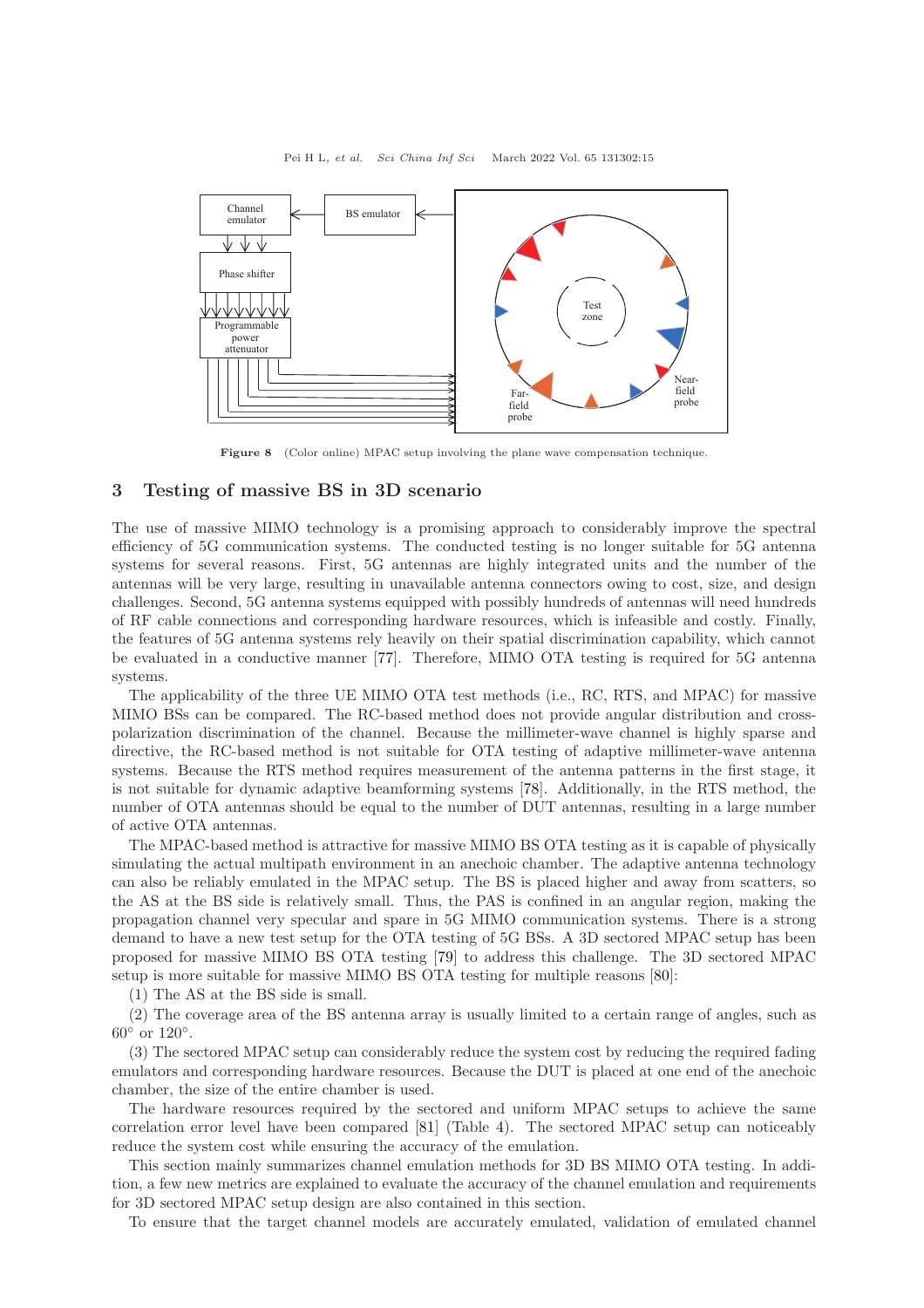Figure 8 (Color online) MPAC setup involving the plane wave compensation technique.

## 3 Testing of massive BS in 3D scenario

The use of massive MIMO technology is a promising approach to considerably improve the spectral efficiency of 5G communication systems. The conducted testing is no longer suitable for 5G antenna systems for several reasons. First, 5G antennas are highly integrated units and the number of the antennas will be very large, resulting in unavailable antenna connectors owing to cost, size, and design challenges. Second, 5G antenna systems equipped with possibly hundreds of antennas will need hundreds of RF cable connections and corresponding hardware resources, which is infeasible and costly. Finally, the features of 5G antenna systems rely heavily on their spatial discrimination capability, which cannot be evaluated in a conductive manner [77]. Therefore, MIMO OTA testing is required for 5G antenna systems.

The applicability of the three UE MIMO OTA test methods (i.e., RC, RTS, and MPAC) for massive MIMO BSs can be compared. The RC-based method does not provide angular distribution and cross-polarization discrimination of the channel. Because the millimeter-wave channel is highly sparse and directive, the RC-based method is not suitable for OTA testing of adaptive millimeter-wave antenna systems. Because the RTS method requires measurement of the antenna patterns in the first stage, it is not suitable for dynamic adaptive beamforming systems [78]. Additionally, in the RTS method, the number of OTA antennas should be equal to the number of DUT antennas, resulting in a large number of active OTA antennas.

The MPAC-based method is attractive for massive MIMO BS OTA testing as it is capable of physically simulating the actual multipath environment in an anechoic chamber. The adaptive antenna technology can also be reliably emulated in the MPAC setup. The BS is placed higher and away from scatters, so the AS at the BS side is relatively small. Thus, the PAS is confined in an angular region, making the propagation channel very specular and spare in 5G MIMO communication systems. There is a strong demand to have a new test setup for the OTA testing of 5G BSs. A 3D sectored MPAC setup has been proposed for massive MIMO BS OTA testing [79] to address this challenge. The 3D sectored MPAC setup is more suitable for massive MIMO BS OTA testing for multiple reasons [80]:

(1) The AS at the BS side is small.

(2) The coverage area of the BS antenna array is usually limited to a certain range of angles, such as $60^\circ$ or $120^\circ$.

(3) The sectored MPAC setup can considerably reduce the system cost by reducing the required fading emulators and corresponding hardware resources. Because the DUT is placed at one end of the anechoic chamber, the size of the entire chamber is used.

The hardware resources required by the sectored and uniform MPAC setups to achieve the same correlation error level have been compared [81] (Table 4). The sectored MPAC setup can noticeably reduce the system cost while ensuring the accuracy of the emulation.

This section mainly summarizes channel emulation methods for 3D BS MIMO OTA testing. In addition, a few new metrics are explained to evaluate the accuracy of the channel emulation and requirements for 3D sectored MPAC setup design are also contained in this section.

To ensure that the target channel models are accurately emulated, validation of emulated channel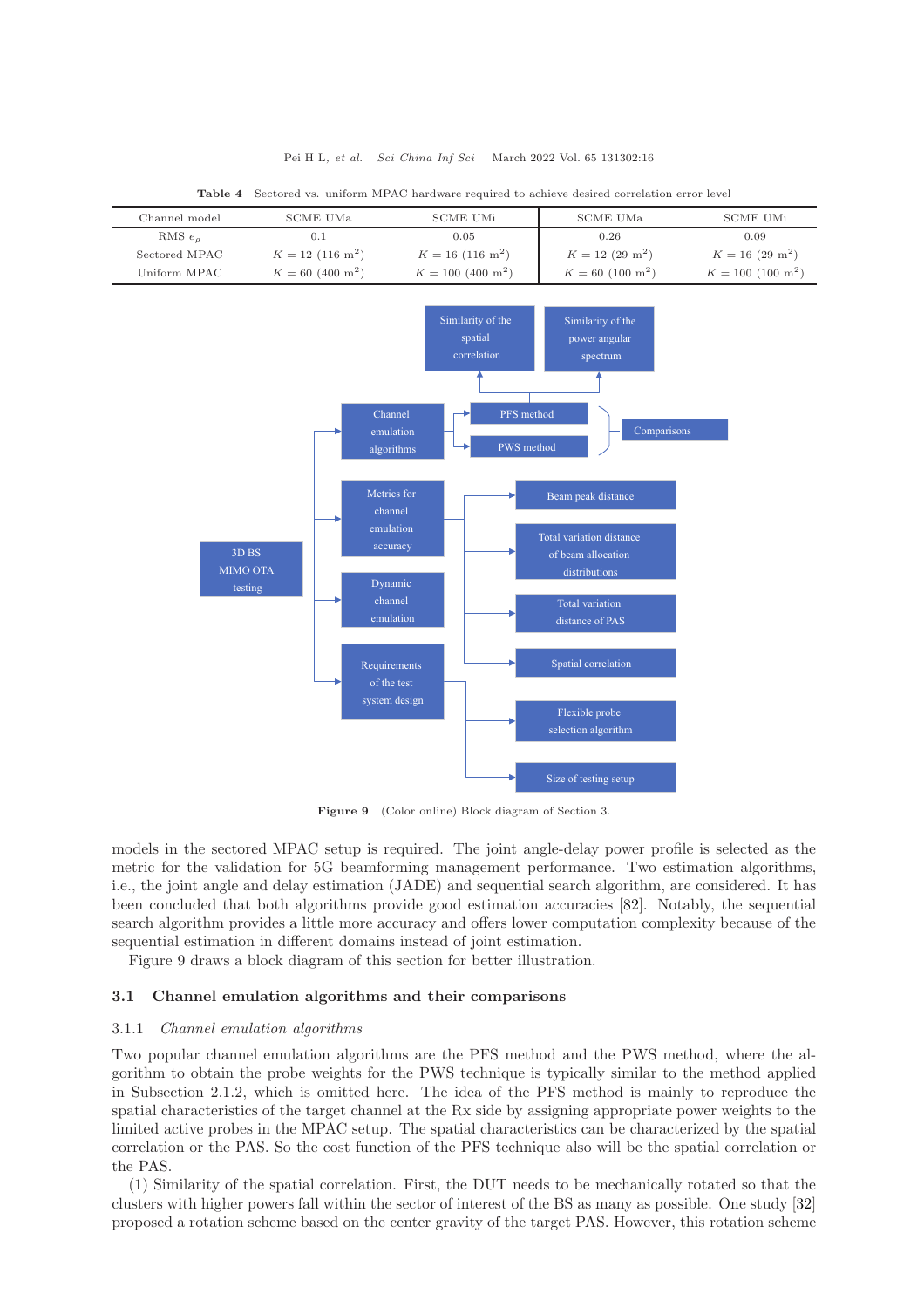**Table 4** Sectored vs. uniform MPAC hardware required to achieve desired correlation error level

| Channel model | SCME UMa | SCME UMi | SCME UMa | SCME UMi |
|---|---|---|---|---|
| RMS $e_\rho$ | 0.1 | 0.05 | 0.26 | 0.09 |
| Sectored MPAC | $K = 12$ (116 m$^2$) | $K = 16$ (116 m$^2$) | $K = 12$ (29 m$^2$) | $K = 16$ (29 m$^2$) |
| Uniform MPAC | $K = 60$ (400 m$^2$) | $K = 100$ (400 m$^2$) | $K = 60$ (100 m$^2$) | $K = 100$ (100 m$^2$) |

**Figure 9** (Color online) Block diagram of Section 3.

models in the sectored MPAC setup is required. The joint angle-delay power profile is selected as the metric for the validation for 5G beamforming management performance. Two estimation algorithms, i.e., the joint angle and delay estimation (JADE) and sequential search algorithm, are considered. It has been concluded that both algorithms provide good estimation accuracies [82]. Notably, the sequential search algorithm provides a little more accuracy and offers lower computation complexity because of the sequential estimation in different domains instead of joint estimation.

Figure 9 draws a block diagram of this section for better illustration.

## 3.1 Channel emulation algorithms and their comparisons

### 3.1.1 *Channel emulation algorithms*

Two popular channel emulation algorithms are the PFS method and the PWS method, where the algorithm to obtain the probe weights for the PWS technique is typically similar to the method applied in Subsection 2.1.2, which is omitted here. The idea of the PFS method is mainly to reproduce the spatial characteristics of the target channel at the Rx side by assigning appropriate power weights to the limited active probes in the MPAC setup. The spatial characteristics can be characterized by the spatial correlation or the PAS. So the cost function of the PFS technique also will be the spatial correlation or the PAS.

(1) Similarity of the spatial correlation. First, the DUT needs to be mechanically rotated so that the clusters with higher powers fall within the sector of interest of the BS as many as possible. One study [32] proposed a rotation scheme based on the center gravity of the target PAS. However, this rotation scheme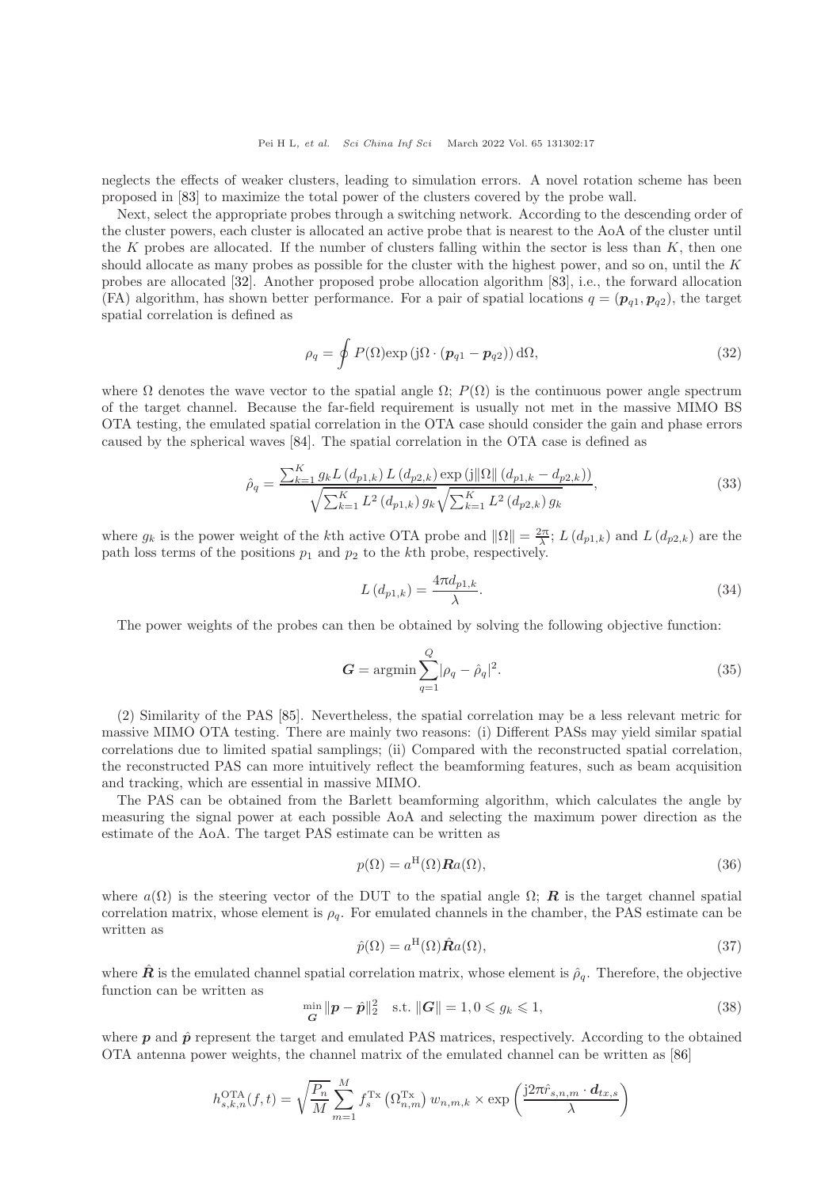neglects the effects of weaker clusters, leading to simulation errors. A novel rotation scheme has been proposed in [83] to maximize the total power of the clusters covered by the probe wall.

Next, select the appropriate probes through a switching network. According to the descending order of the cluster powers, each cluster is allocated an active probe that is nearest to the AoA of the cluster until the $K$ probes are allocated. If the number of clusters falling within the sector is less than $K$, then one should allocate as many probes as possible for the cluster with the highest power, and so on, until the $K$ probes are allocated [32]. Another proposed probe allocation algorithm [83], i.e., the forward allocation (FA) algorithm, has shown better performance. For a pair of spatial locations $q = (\boldsymbol{p}_{q1}, \boldsymbol{p}_{q2})$, the target spatial correlation is defined as

$$\rho_q = \oint P(\Omega)\exp\left(\mathrm{j}\Omega \cdot (\boldsymbol{p}_{q1} - \boldsymbol{p}_{q2})\right)\mathrm{d}\Omega, \tag{32}$$

where $\Omega$ denotes the wave vector to the spatial angle $\Omega$; $P(\Omega)$ is the continuous power angle spectrum of the target channel. Because the far-field requirement is usually not met in the massive MIMO BS OTA testing, the emulated spatial correlation in the OTA case should consider the gain and phase errors caused by the spherical waves [84]. The spatial correlation in the OTA case is defined as

$$\hat{\rho}_q = \frac{\sum_{k=1}^{K} g_k L\left(d_{p1,k}\right) L\left(d_{p2,k}\right) \exp\left(\mathrm{j}\|\Omega\|\left(d_{p1,k} - d_{p2,k}\right)\right)}{\sqrt{\sum_{k=1}^{K} L^2\left(d_{p1,k}\right) g_k}\sqrt{\sum_{k=1}^{K} L^2\left(d_{p2,k}\right) g_k}}, \tag{33}$$

where $g_k$ is the power weight of the $k$th active OTA probe and $\|\Omega\| = \frac{2\pi}{\lambda}$; $L\left(d_{p1,k}\right)$ and $L\left(d_{p2,k}\right)$ are the path loss terms of the positions $p_1$ and $p_2$ to the $k$th probe, respectively.

$$L\left(d_{p1,k}\right) = \frac{4\pi d_{p1,k}}{\lambda}. \tag{34}$$

The power weights of the probes can then be obtained by solving the following objective function:

$$\boldsymbol{G} = \operatorname{argmin} \sum_{q=1}^{Q} |\rho_q - \hat{\rho}_q|^2. \tag{35}$$

(2) Similarity of the PAS [85]. Nevertheless, the spatial correlation may be a less relevant metric for massive MIMO OTA testing. There are mainly two reasons: (i) Different PASs may yield similar spatial correlations due to limited spatial samplings; (ii) Compared with the reconstructed spatial correlation, the reconstructed PAS can more intuitively reflect the beamforming features, such as beam acquisition and tracking, which are essential in massive MIMO.

The PAS can be obtained from the Barlett beamforming algorithm, which calculates the angle by measuring the signal power at each possible AoA and selecting the maximum power direction as the estimate of the AoA. The target PAS estimate can be written as

$$p(\Omega) = a^{\mathrm{H}}(\Omega)\boldsymbol{R}a(\Omega), \tag{36}$$

where $a(\Omega)$ is the steering vector of the DUT to the spatial angle $\Omega$; $\boldsymbol{R}$ is the target channel spatial correlation matrix, whose element is $\rho_q$. For emulated channels in the chamber, the PAS estimate can be written as

$$\hat{p}(\Omega) = a^{\mathrm{H}}(\Omega)\hat{\boldsymbol{R}}a(\Omega), \tag{37}$$

where $\hat{\boldsymbol{R}}$ is the emulated channel spatial correlation matrix, whose element is $\hat{\rho}_q$. Therefore, the objective function can be written as

$$\min_{\boldsymbol{G}} \|\boldsymbol{p} - \hat{\boldsymbol{p}}\|_2^2 \quad \text{s.t. } \|\boldsymbol{G}\| = 1, 0 \leqslant g_k \leqslant 1, \tag{38}$$

where $\boldsymbol{p}$ and $\hat{\boldsymbol{p}}$ represent the target and emulated PAS matrices, respectively. According to the obtained OTA antenna power weights, the channel matrix of the emulated channel can be written as [86]

$$h_{s,k,n}^{\mathrm{OTA}}(f,t) = \sqrt{\frac{P_n}{M}} \sum_{m=1}^{M} f_s^{\mathrm{Tx}}\left(\Omega_{n,m}^{\mathrm{Tx}}\right) w_{n,m,k} \times \exp\left(\frac{\mathrm{j}2\pi \hat{r}_{s,n,m} \cdot \boldsymbol{d}_{tx,s}}{\lambda}\right)$$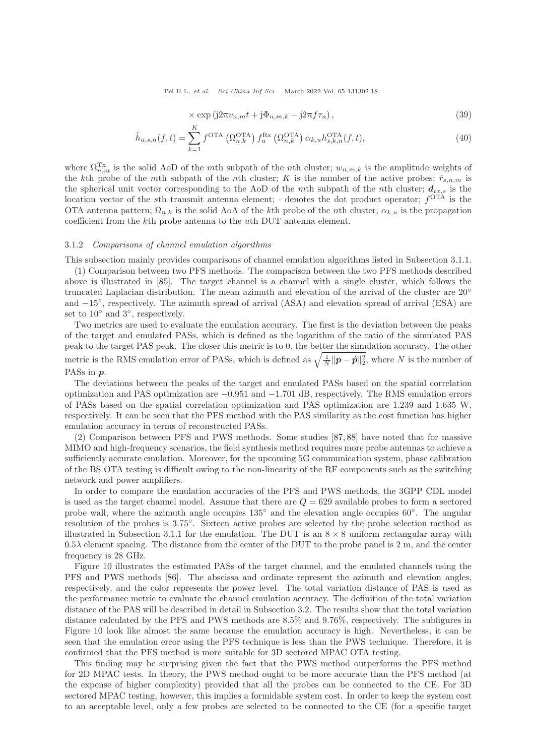$$\times \exp\left(\mathrm{j}2\pi v_{n,m}t + \mathrm{j}\Phi_{n,m,k} - \mathrm{j}2\pi f \tau_n\right), \tag{39}$$

$$\hat{h}_{u,s,n}(f,t) = \sum_{k=1}^{K} f^{\mathrm{OTA}}\left(\Omega_{n,k}^{\mathrm{OTA}}\right) f_u^{\mathrm{Rx}}\left(\Omega_{n,k}^{\mathrm{OTA}}\right) \alpha_{k,u} h_{s,k,n}^{\mathrm{OTA}}(f,t), \tag{40}$$

where $\Omega_{n,m}^{\mathrm{Tx}}$ is the solid AoD of the $m$th subpath of the $n$th cluster; $w_{n,m,k}$ is the amplitude weights of the $k$th probe of the $m$th subpath of the $n$th cluster; $K$ is the number of the active probes; $\hat{r}_{s,n,m}$ is the spherical unit vector corresponding to the AoD of the $m$th subpath of the $n$th cluster; $\boldsymbol{d}_{tx,s}$ is the location vector of the $s$th transmit antenna element; $\cdot$ denotes the dot product operator; $f^{\mathrm{OTA}}$ is the OTA antenna pattern; $\Omega_{n,k}$ is the solid AoA of the $k$th probe of the $n$th cluster; $\alpha_{k,u}$ is the propagation coefficient from the $k$th probe antenna to the $u$th DUT antenna element.

#### 3.1.2 *Comparisons of channel emulation algorithms*

This subsection mainly provides comparisons of channel emulation algorithms listed in Subsection 3.1.1.

(1) Comparison between two PFS methods. The comparison between the two PFS methods described above is illustrated in [85]. The target channel is a channel with a single cluster, which follows the truncated Laplacian distribution. The mean azimuth and elevation of the arrival of the cluster are $20^\circ$ and $-15^\circ$, respectively. The azimuth spread of arrival (ASA) and elevation spread of arrival (ESA) are set to $10^\circ$ and $3^\circ$, respectively.

Two metrics are used to evaluate the emulation accuracy. The first is the deviation between the peaks of the target and emulated PASs, which is defined as the logarithm of the ratio of the simulated PAS peak to the target PAS peak. The closer this metric is to 0, the better the simulation accuracy. The other metric is the RMS emulation error of PASs, which is defined as $\sqrt{\frac{1}{N}\|\boldsymbol{p} - \hat{\boldsymbol{p}}\|_2^2}$, where $N$ is the number of PASs in $\boldsymbol{p}$.

The deviations between the peaks of the target and emulated PASs based on the spatial correlation optimization and PAS optimization are $-0.951$ and $-1.701$ dB, respectively. The RMS emulation errors of PASs based on the spatial correlation optimization and PAS optimization are 1.239 and 1.635 W, respectively. It can be seen that the PFS method with the PAS similarity as the cost function has higher emulation accuracy in terms of reconstructed PASs.

(2) Comparison between PFS and PWS methods. Some studies [87, 88] have noted that for massive MIMO and high-frequency scenarios, the field synthesis method requires more probe antennas to achieve a sufficiently accurate emulation. Moreover, for the upcoming 5G communication system, phase calibration of the BS OTA testing is difficult owing to the non-linearity of the RF components such as the switching network and power amplifiers.

In order to compare the emulation accuracies of the PFS and PWS methods, the 3GPP CDL model is used as the target channel model. Assume that there are $Q = 629$ available probes to form a sectored probe wall, where the azimuth angle occupies $135^\circ$ and the elevation angle occupies $60^\circ$. The angular resolution of the probes is $3.75^\circ$. Sixteen active probes are selected by the probe selection method as illustrated in Subsection 3.1.1 for the emulation. The DUT is an $8 \times 8$ uniform rectangular array with $0.5\lambda$ element spacing. The distance from the center of the DUT to the probe panel is 2 m, and the center frequency is 28 GHz.

Figure 10 illustrates the estimated PASs of the target channel, and the emulated channels using the PFS and PWS methods [86]. The abscissa and ordinate represent the azimuth and elevation angles, respectively, and the color represents the power level. The total variation distance of PAS is used as the performance metric to evaluate the channel emulation accuracy. The definition of the total variation distance of the PAS will be described in detail in Subsection 3.2. The results show that the total variation distance calculated by the PFS and PWS methods are 8.5% and 9.76%, respectively. The subfigures in Figure 10 look like almost the same because the emulation accuracy is high. Nevertheless, it can be seen that the emulation error using the PFS technique is less than the PWS technique. Therefore, it is confirmed that the PFS method is more suitable for 3D sectored MPAC OTA testing.

This finding may be surprising given the fact that the PWS method outperforms the PFS method for 2D MPAC tests. In theory, the PWS method ought to be more accurate than the PFS method (at the expense of higher complexity) provided that all the probes can be connected to the CE. For 3D sectored MPAC testing, however, this implies a formidable system cost. In order to keep the system cost to an acceptable level, only a few probes are selected to be connected to the CE (for a specific target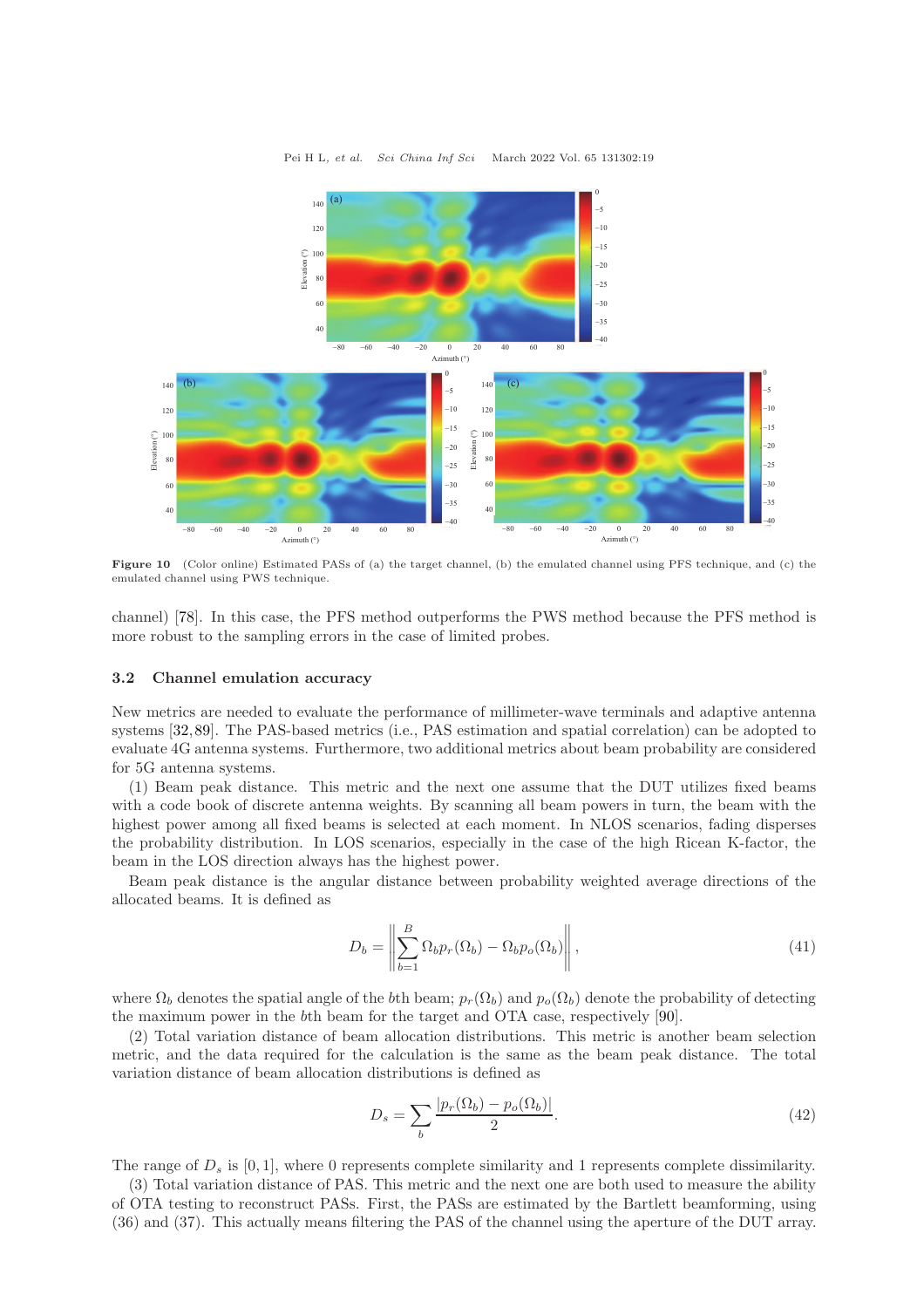Figure 10 (Color online) Estimated PASs of (a) the target channel, (b) the emulated channel using PFS technique, and (c) the emulated channel using PWS technique.

channel) [78]. In this case, the PFS method outperforms the PWS method because the PFS method is more robust to the sampling errors in the case of limited probes.

### 3.2 Channel emulation accuracy

New metrics are needed to evaluate the performance of millimeter-wave terminals and adaptive antenna systems [32,89]. The PAS-based metrics (i.e., PAS estimation and spatial correlation) can be adopted to evaluate 4G antenna systems. Furthermore, two additional metrics about beam probability are considered for 5G antenna systems.

(1) Beam peak distance. This metric and the next one assume that the DUT utilizes fixed beams with a code book of discrete antenna weights. By scanning all beam powers in turn, the beam with the highest power among all fixed beams is selected at each moment. In NLOS scenarios, fading disperses the probability distribution. In LOS scenarios, especially in the case of the high Ricean K-factor, the beam in the LOS direction always has the highest power.

Beam peak distance is the angular distance between probability weighted average directions of the allocated beams. It is defined as

$$D_b = \left\| \sum_{b=1}^{B} \Omega_b p_r(\Omega_b) - \Omega_b p_o(\Omega_b) \right\|, \tag{41}$$

where $\Omega_b$ denotes the spatial angle of the $b$th beam; $p_r(\Omega_b)$ and $p_o(\Omega_b)$ denote the probability of detecting the maximum power in the $b$th beam for the target and OTA case, respectively [90].

(2) Total variation distance of beam allocation distributions. This metric is another beam selection metric, and the data required for the calculation is the same as the beam peak distance. The total variation distance of beam allocation distributions is defined as

$$D_s = \sum_b \frac{|p_r(\Omega_b) - p_o(\Omega_b)|}{2}. \tag{42}$$

The range of $D_s$ is $[0, 1]$, where 0 represents complete similarity and 1 represents complete dissimilarity.

(3) Total variation distance of PAS. This metric and the next one are both used to measure the ability of OTA testing to reconstruct PASs. First, the PASs are estimated by the Bartlett beamforming, using (36) and (37). This actually means filtering the PAS of the channel using the aperture of the DUT array.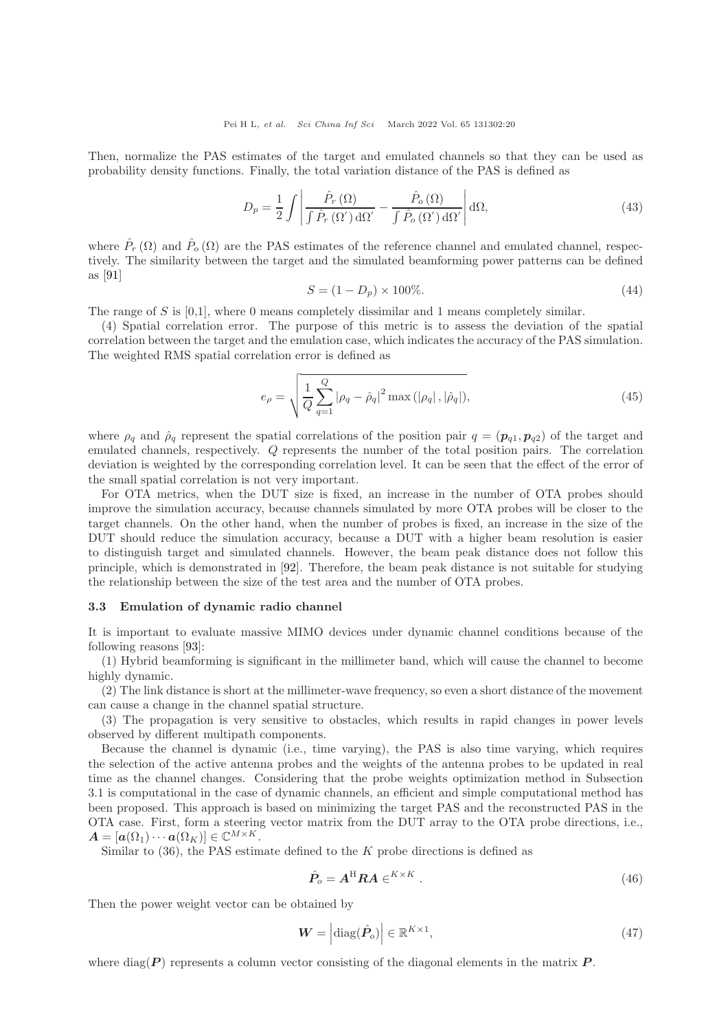Then, normalize the PAS estimates of the target and emulated channels so that they can be used as probability density functions. Finally, the total variation distance of the PAS is defined as

$$D_p = \frac{1}{2}\int \left| \frac{\hat{P}_r(\Omega)}{\int \hat{P}_r(\Omega')\,\mathrm{d}\Omega'} - \frac{\hat{P}_o(\Omega)}{\int \hat{P}_o(\Omega')\,\mathrm{d}\Omega'} \right| \mathrm{d}\Omega, \tag{43}$$

where $\hat{P}_r(\Omega)$ and $\hat{P}_o(\Omega)$ are the PAS estimates of the reference channel and emulated channel, respectively. The similarity between the target and the simulated beamforming power patterns can be defined as [91]

$$S = (1 - D_p) \times 100\%. \tag{44}$$

The range of $S$ is [0,1], where 0 means completely dissimilar and 1 means completely similar.

(4) Spatial correlation error. The purpose of this metric is to assess the deviation of the spatial correlation between the target and the emulation case, which indicates the accuracy of the PAS simulation. The weighted RMS spatial correlation error is defined as

$$e_\rho = \sqrt{\frac{1}{Q}\sum_{q=1}^{Q} |\rho_q - \hat{\rho}_q|^2 \max\left(|\rho_q|, |\hat{\rho}_q|\right)}, \tag{45}$$

where $\rho_q$ and $\hat{\rho}_q$ represent the spatial correlations of the position pair $q = (\boldsymbol{p}_{q1}, \boldsymbol{p}_{q2})$ of the target and emulated channels, respectively. $Q$ represents the number of the total position pairs. The correlation deviation is weighted by the corresponding correlation level. It can be seen that the effect of the error of the small spatial correlation is not very important.

For OTA metrics, when the DUT size is fixed, an increase in the number of OTA probes should improve the simulation accuracy, because channels simulated by more OTA probes will be closer to the target channels. On the other hand, when the number of probes is fixed, an increase in the size of the DUT should reduce the simulation accuracy, because a DUT with a higher beam resolution is easier to distinguish target and simulated channels. However, the beam peak distance does not follow this principle, which is demonstrated in [92]. Therefore, the beam peak distance is not suitable for studying the relationship between the size of the test area and the number of OTA probes.

### 3.3 Emulation of dynamic radio channel

It is important to evaluate massive MIMO devices under dynamic channel conditions because of the following reasons [93]:

(1) Hybrid beamforming is significant in the millimeter band, which will cause the channel to become highly dynamic.

(2) The link distance is short at the millimeter-wave frequency, so even a short distance of the movement can cause a change in the channel spatial structure.

(3) The propagation is very sensitive to obstacles, which results in rapid changes in power levels observed by different multipath components.

Because the channel is dynamic (i.e., time varying), the PAS is also time varying, which requires the selection of the active antenna probes and the weights of the antenna probes to be updated in real time as the channel changes. Considering that the probe weights optimization method in Subsection 3.1 is computational in the case of dynamic channels, an efficient and simple computational method has been proposed. This approach is based on minimizing the target PAS and the reconstructed PAS in the OTA case. First, form a steering vector matrix from the DUT array to the OTA probe directions, i.e., $\boldsymbol{A} = [\boldsymbol{a}(\Omega_1)\cdots\boldsymbol{a}(\Omega_K)] \in \mathbb{C}^{M\times K}$.

Similar to (36), the PAS estimate defined to the $K$ probe directions is defined as

$$\hat{\boldsymbol{P}}_o = \boldsymbol{A}^{\mathrm{H}}\boldsymbol{R}\boldsymbol{A} \in^{K\times K}. \tag{46}$$

Then the power weight vector can be obtained by

$$\boldsymbol{W} = \left|\mathrm{diag}(\hat{\boldsymbol{P}}_o)\right| \in \mathbb{R}^{K\times 1}, \tag{47}$$

where $\mathrm{diag}(\boldsymbol{P})$ represents a column vector consisting of the diagonal elements in the matrix $\boldsymbol{P}$.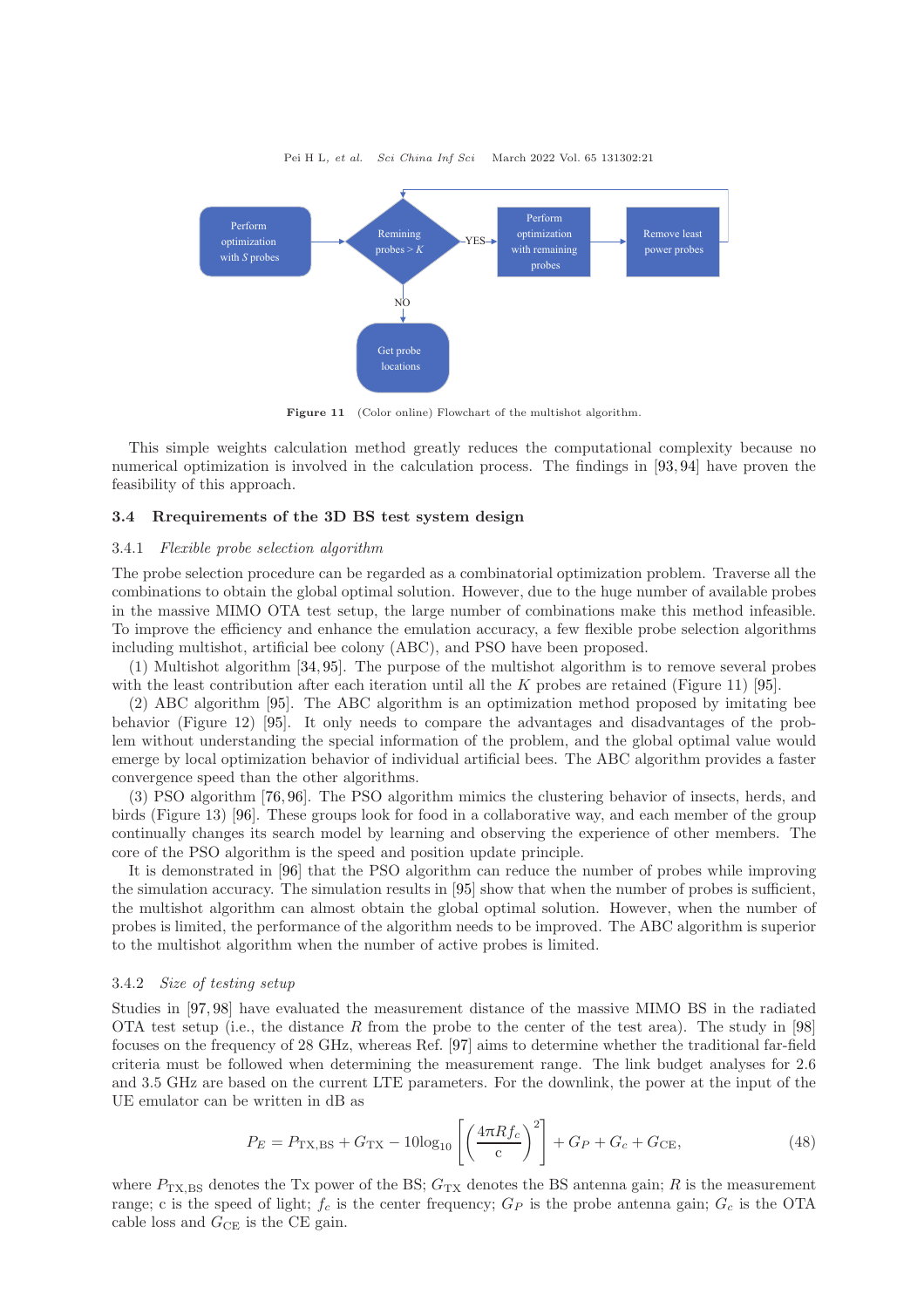Figure 11 (Color online) Flowchart of the multishot algorithm.

This simple weights calculation method greatly reduces the computational complexity because no numerical optimization is involved in the calculation process. The findings in [93, 94] have proven the feasibility of this approach.

## 3.4 Rrequirements of the 3D BS test system design

### 3.4.1 *Flexible probe selection algorithm*

The probe selection procedure can be regarded as a combinatorial optimization problem. Traverse all the combinations to obtain the global optimal solution. However, due to the huge number of available probes in the massive MIMO OTA test setup, the large number of combinations make this method infeasible. To improve the efficiency and enhance the emulation accuracy, a few flexible probe selection algorithms including multishot, artificial bee colony (ABC), and PSO have been proposed.

(1) Multishot algorithm [34, 95]. The purpose of the multishot algorithm is to remove several probes with the least contribution after each iteration until all the $K$ probes are retained (Figure 11) [95].

(2) ABC algorithm [95]. The ABC algorithm is an optimization method proposed by imitating bee behavior (Figure 12) [95]. It only needs to compare the advantages and disadvantages of the problem without understanding the special information of the problem, and the global optimal value would emerge by local optimization behavior of individual artificial bees. The ABC algorithm provides a faster convergence speed than the other algorithms.

(3) PSO algorithm [76, 96]. The PSO algorithm mimics the clustering behavior of insects, herds, and birds (Figure 13) [96]. These groups look for food in a collaborative way, and each member of the group continually changes its search model by learning and observing the experience of other members. The core of the PSO algorithm is the speed and position update principle.

It is demonstrated in [96] that the PSO algorithm can reduce the number of probes while improving the simulation accuracy. The simulation results in [95] show that when the number of probes is sufficient, the multishot algorithm can almost obtain the global optimal solution. However, when the number of probes is limited, the performance of the algorithm needs to be improved. The ABC algorithm is superior to the multishot algorithm when the number of active probes is limited.

### 3.4.2 *Size of testing setup*

Studies in [97, 98] have evaluated the measurement distance of the massive MIMO BS in the radiated OTA test setup (i.e., the distance $R$ from the probe to the center of the test area). The study in [98] focuses on the frequency of 28 GHz, whereas Ref. [97] aims to determine whether the traditional far-field criteria must be followed when determining the measurement range. The link budget analyses for 2.6 and 3.5 GHz are based on the current LTE parameters. For the downlink, the power at the input of the UE emulator can be written in dB as

$$P_E = P_{\mathrm{TX,BS}} + G_{\mathrm{TX}} - 10\log_{10}\left[\left(\frac{4\pi R f_c}{\mathrm{c}}\right)^2\right] + G_P + G_c + G_{\mathrm{CE}}, \tag{48}$$

where $P_{\mathrm{TX,BS}}$ denotes the Tx power of the BS; $G_{\mathrm{TX}}$ denotes the BS antenna gain; $R$ is the measurement range; c is the speed of light; $f_c$ is the center frequency; $G_P$ is the probe antenna gain; $G_c$ is the OTA cable loss and $G_{\mathrm{CE}}$ is the CE gain.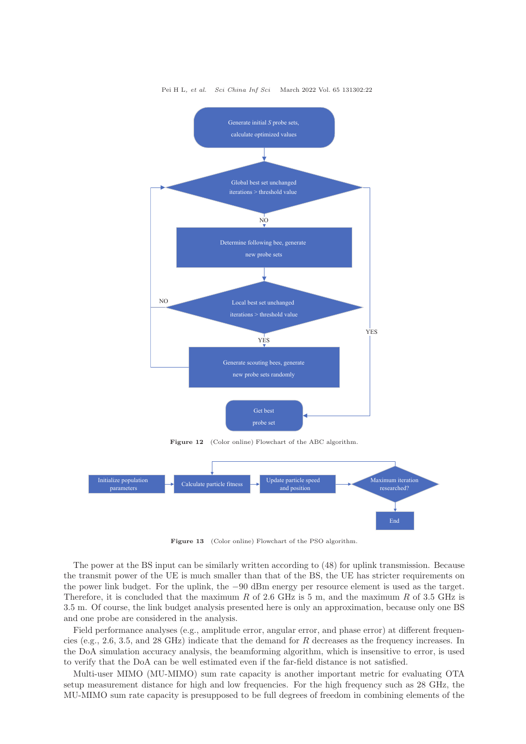Generate initial $S$ probe sets, calculate optimized values

Global best set unchanged iterations > threshold value

NO

Determine following bee, generate new probe sets

Local best set unchanged iterations > threshold value

NO

YES

Generate scouting bees, generate new probe sets randomly

YES

Get best probe set

**Figure 12** (Color online) Flowchart of the ABC algorithm.

Initialize population parameters

Calculate particle fitness

Update particle speed and position

Maximum iteration researched?

End

**Figure 13** (Color online) Flowchart of the PSO algorithm.

The power at the BS input can be similarly written according to (48) for uplink transmission. Because the transmit power of the UE is much smaller than that of the BS, the UE has stricter requirements on the power link budget. For the uplink, the $-90$ dBm energy per resource element is used as the target. Therefore, it is concluded that the maximum $R$ of 2.6 GHz is 5 m, and the maximum $R$ of 3.5 GHz is 3.5 m. Of course, the link budget analysis presented here is only an approximation, because only one BS and one probe are considered in the analysis.

Field performance analyses (e.g., amplitude error, angular error, and phase error) at different frequencies (e.g., 2.6, 3.5, and 28 GHz) indicate that the demand for $R$ decreases as the frequency increases. In the DoA simulation accuracy analysis, the beamforming algorithm, which is insensitive to error, is used to verify that the DoA can be well estimated even if the far-field distance is not satisfied.

Multi-user MIMO (MU-MIMO) sum rate capacity is another important metric for evaluating OTA setup measurement distance for high and low frequencies. For the high frequency such as 28 GHz, the MU-MIMO sum rate capacity is presupposed to be full degrees of freedom in combining elements of the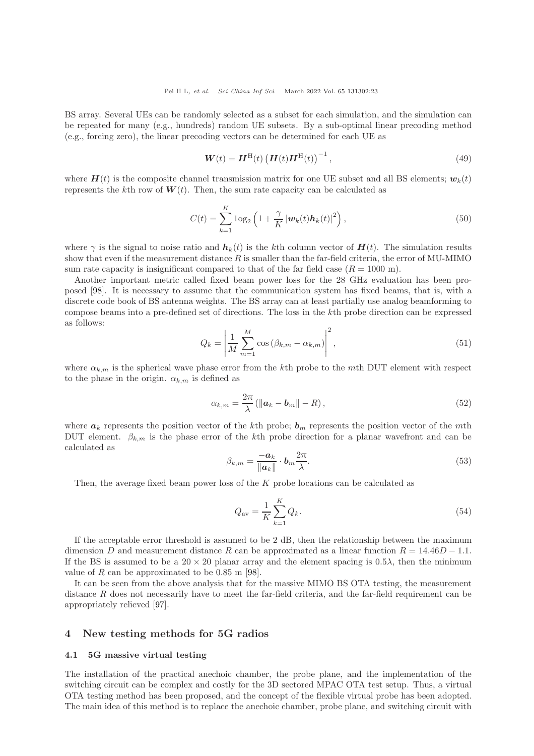BS array. Several UEs can be randomly selected as a subset for each simulation, and the simulation can be repeated for many (e.g., hundreds) random UE subsets. By a sub-optimal linear precoding method (e.g., forcing zero), the linear precoding vectors can be determined for each UE as

$$\boldsymbol{W}(t) = \boldsymbol{H}^{\mathrm{H}}(t)\left(\boldsymbol{H}(t)\boldsymbol{H}^{\mathrm{H}}(t)\right)^{-1}, \tag{49}$$

where $\boldsymbol{H}(t)$ is the composite channel transmission matrix for one UE subset and all BS elements; $\boldsymbol{w}_k(t)$ represents the $k$th row of $\boldsymbol{W}(t)$. Then, the sum rate capacity can be calculated as

$$C(t) = \sum_{k=1}^{K} \log_2\left(1 + \frac{\gamma}{K}\left|\boldsymbol{w}_k(t)\boldsymbol{h}_k(t)\right|^2\right), \tag{50}$$

where $\gamma$ is the signal to noise ratio and $\boldsymbol{h}_k(t)$ is the $k$th column vector of $\boldsymbol{H}(t)$. The simulation results show that even if the measurement distance $R$ is smaller than the far-field criteria, the error of MU-MIMO sum rate capacity is insignificant compared to that of the far field case ($R = 1000$ m).

Another important metric called fixed beam power loss for the 28 GHz evaluation has been proposed [98]. It is necessary to assume that the communication system has fixed beams, that is, with a discrete code book of BS antenna weights. The BS array can at least partially use analog beamforming to compose beams into a pre-defined set of directions. The loss in the $k$th probe direction can be expressed as follows:

$$Q_k = \left|\frac{1}{M}\sum_{m=1}^{M}\cos\left(\beta_{k,m} - \alpha_{k,m}\right)\right|^2, \tag{51}$$

where $\alpha_{k,m}$ is the spherical wave phase error from the $k$th probe to the $m$th DUT element with respect to the phase in the origin. $\alpha_{k,m}$ is defined as

$$\alpha_{k,m} = \frac{2\pi}{\lambda}\left(\|\boldsymbol{a}_k - \boldsymbol{b}_m\| - R\right), \tag{52}$$

where $\boldsymbol{a}_k$ represents the position vector of the $k$th probe; $\boldsymbol{b}_m$ represents the position vector of the $m$th DUT element. $\beta_{k,m}$ is the phase error of the $k$th probe direction for a planar wavefront and can be calculated as

$$\beta_{k,m} = \frac{-\boldsymbol{a}_k}{\|\boldsymbol{a}_k\|}\cdot\boldsymbol{b}_m\frac{2\pi}{\lambda}. \tag{53}$$

Then, the average fixed beam power loss of the $K$ probe locations can be calculated as

$$Q_{\mathrm{av}} = \frac{1}{K}\sum_{k=1}^{K} Q_k. \tag{54}$$

If the acceptable error threshold is assumed to be 2 dB, then the relationship between the maximum dimension $D$ and measurement distance $R$ can be approximated as a linear function $R = 14.46D - 1.1$. If the BS is assumed to be a $20 \times 20$ planar array and the element spacing is $0.5\lambda$, then the minimum value of $R$ can be approximated to be 0.85 m [98].

It can be seen from the above analysis that for the massive MIMO BS OTA testing, the measurement distance $R$ does not necessarily have to meet the far-field criteria, and the far-field requirement can be appropriately relieved [97].

## 4 New testing methods for 5G radios

### 4.1 5G massive virtual testing

The installation of the practical anechoic chamber, the probe plane, and the implementation of the switching circuit can be complex and costly for the 3D sectored MPAC OTA test setup. Thus, a virtual OTA testing method has been proposed, and the concept of the flexible virtual probe has been adopted. The main idea of this method is to replace the anechoic chamber, probe plane, and switching circuit with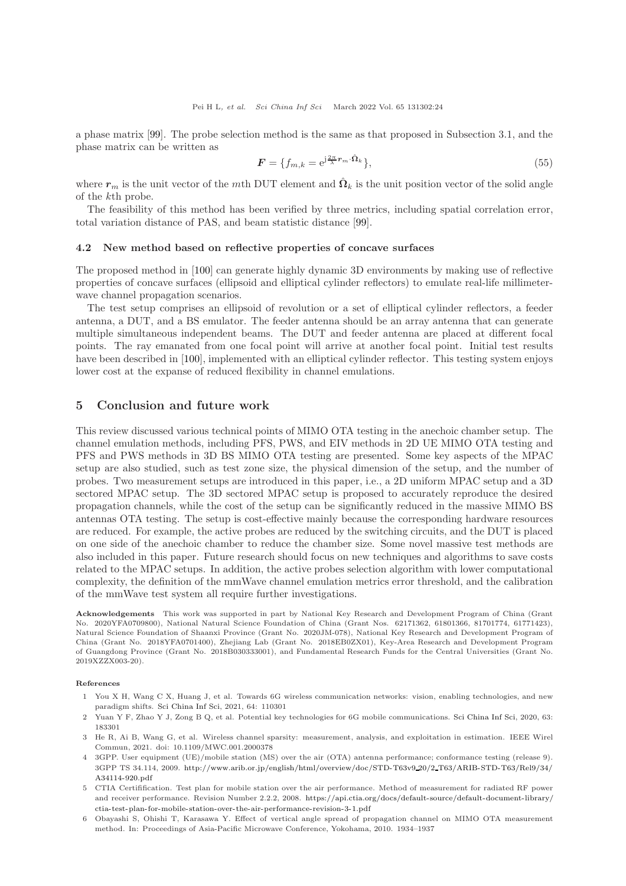a phase matrix [99]. The probe selection method is the same as that proposed in Subsection 3.1, and the phase matrix can be written as

$$\boldsymbol{F} = \{f_{m,k} = \mathrm{e}^{\mathrm{j}\frac{2\pi}{\lambda}\boldsymbol{r}_m \cdot \hat{\boldsymbol{\Omega}}_k}\}, \tag{55}$$

where $\boldsymbol{r}_m$ is the unit vector of the $m$th DUT element and $\hat{\boldsymbol{\Omega}}_k$ is the unit position vector of the solid angle of the $k$th probe.

The feasibility of this method has been verified by three metrics, including spatial correlation error, total variation distance of PAS, and beam statistic distance [99].

### 4.2 New method based on reflective properties of concave surfaces

The proposed method in [100] can generate highly dynamic 3D environments by making use of reflective properties of concave surfaces (ellipsoid and elliptical cylinder reflectors) to emulate real-life millimeter-wave channel propagation scenarios.

The test setup comprises an ellipsoid of revolution or a set of elliptical cylinder reflectors, a feeder antenna, a DUT, and a BS emulator. The feeder antenna should be an array antenna that can generate multiple simultaneous independent beams. The DUT and feeder antenna are placed at different focal points. The ray emanated from one focal point will arrive at another focal point. Initial test results have been described in [100], implemented with an elliptical cylinder reflector. This testing system enjoys lower cost at the expanse of reduced flexibility in channel emulations.

## 5 Conclusion and future work

This review discussed various technical points of MIMO OTA testing in the anechoic chamber setup. The channel emulation methods, including PFS, PWS, and EIV methods in 2D UE MIMO OTA testing and PFS and PWS methods in 3D BS MIMO OTA testing are presented. Some key aspects of the MPAC setup are also studied, such as test zone size, the physical dimension of the setup, and the number of probes. Two measurement setups are introduced in this paper, i.e., a 2D uniform MPAC setup and a 3D sectored MPAC setup. The 3D sectored MPAC setup is proposed to accurately reproduce the desired propagation channels, while the cost of the setup can be significantly reduced in the massive MIMO BS antennas OTA testing. The setup is cost-effective mainly because the corresponding hardware resources are reduced. For example, the active probes are reduced by the switching circuits, and the DUT is placed on one side of the anechoic chamber to reduce the chamber size. Some novel massive test methods are also included in this paper. Future research should focus on new techniques and algorithms to save costs related to the MPAC setups. In addition, the active probes selection algorithm with lower computational complexity, the definition of the mmWave channel emulation metrics error threshold, and the calibration of the mmWave test system all require further investigations.

**Acknowledgements** This work was supported in part by National Key Research and Development Program of China (Grant No. 2020YFA0709800), National Natural Science Foundation of China (Grant Nos. 62171362, 61801366, 81701774, 61771423), Natural Science Foundation of Shaanxi Province (Grant No. 2020JM-078), National Key Research and Development Program of China (Grant No. 2018YFA0701400), Zhejiang Lab (Grant No. 2018EB0ZX01), Key-Area Research and Development Program of Guangdong Province (Grant No. 2018B030333001), and Fundamental Research Funds for the Central Universities (Grant No. 2019XZZX003-20).

**References**

1 You X H, Wang C X, Huang J, et al. Towards 6G wireless communication networks: vision, enabling technologies, and new paradigm shifts. Sci China Inf Sci, 2021, 64: 110301

2 Yuan Y F, Zhao Y J, Zong B Q, et al. Potential key technologies for 6G mobile communications. Sci China Inf Sci, 2020, 63: 183301

3 He R, Ai B, Wang G, et al. Wireless channel sparsity: measurement, analysis, and exploitation in estimation. IEEE Wirel Commun, 2021. doi: 10.1109/MWC.001.2000378

4 3GPP. User equipment (UE)/mobile station (MS) over the air (OTA) antenna performance; conformance testing (release 9). 3GPP TS 34.114, 2009. http://www.arib.or.jp/english/html/overview/doc/STD-T63v9_20/2_T63/ARIB-STD-T63/Rel9/34/A34114-920.pdf

5 CTIA Certifification. Test plan for mobile station over the air performance. Method of measurement for radiated RF power and receiver performance. Revision Number 2.2.2, 2008. https://api.ctia.org/docs/default-source/default-document-library/ctia-test-plan-for-mobile-station-over-the-air-performance-revision-3-1.pdf

6 Obayashi S, Ohishi T, Karasawa Y. Effect of vertical angle spread of propagation channel on MIMO OTA measurement method. In: Proceedings of Asia-Pacific Microwave Conference, Yokohama, 2010. 1934–1937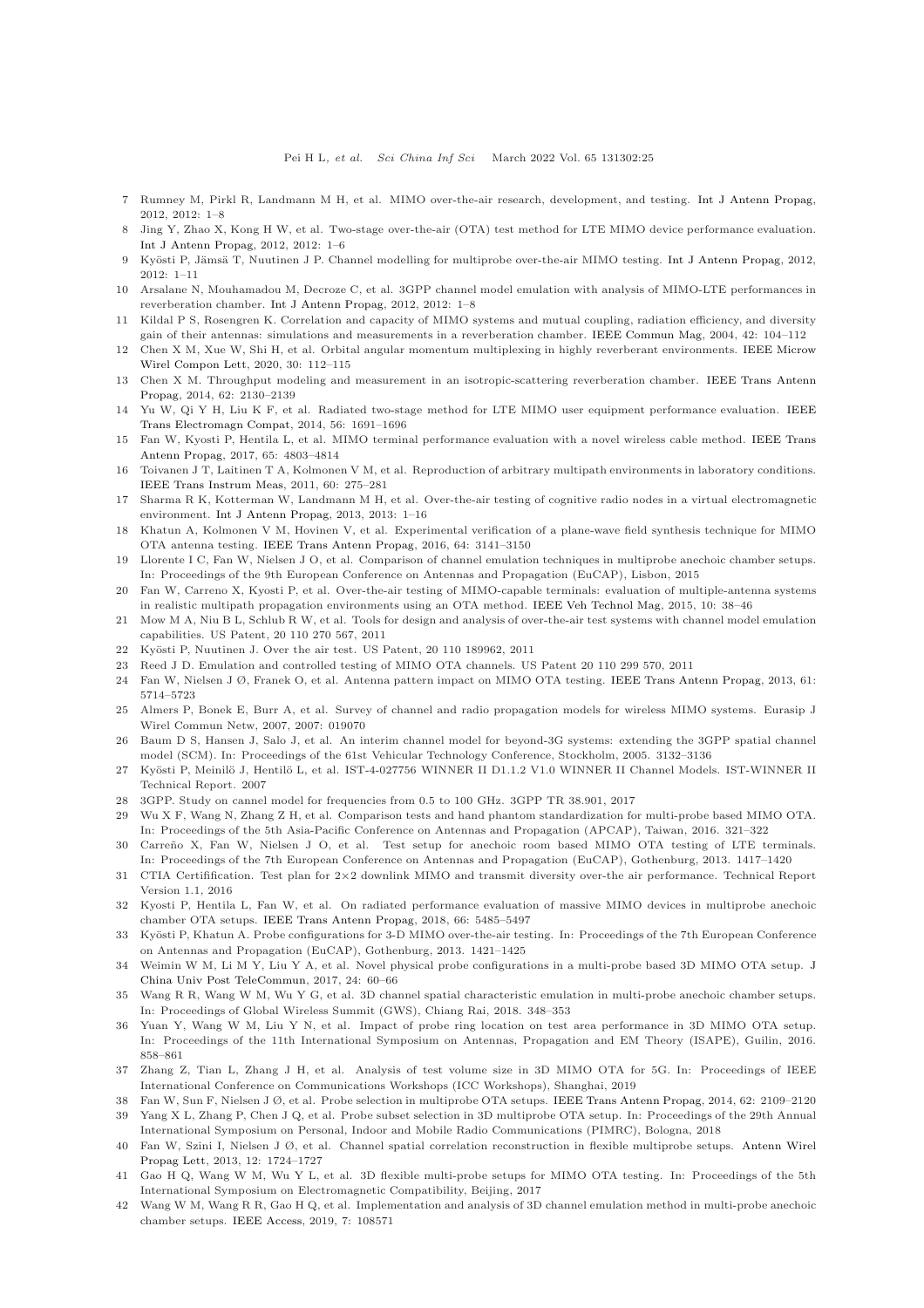7 Rumney M, Pirkl R, Landmann M H, et al. MIMO over-the-air research, development, and testing. Int J Antenn Propag, 2012, 2012: 1–8

8 Jing Y, Zhao X, Kong H W, et al. Two-stage over-the-air (OTA) test method for LTE MIMO device performance evaluation. Int J Antenn Propag, 2012, 2012: 1–6

9 Kyösti P, Jämsä T, Nuutinen J P. Channel modelling for multiprobe over-the-air MIMO testing. Int J Antenn Propag, 2012, 2012: 1–11

10 Arsalane N, Mouhamadou M, Decroze C, et al. 3GPP channel model emulation with analysis of MIMO-LTE performances in reverberation chamber. Int J Antenn Propag, 2012, 2012: 1–8

11 Kildal P S, Rosengren K. Correlation and capacity of MIMO systems and mutual coupling, radiation efficiency, and diversity gain of their antennas: simulations and measurements in a reverberation chamber. IEEE Commun Mag, 2004, 42: 104–112

12 Chen X M, Xue W, Shi H, et al. Orbital angular momentum multiplexing in highly reverberant environments. IEEE Microw Wirel Compon Lett, 2020, 30: 112–115

13 Chen X M. Throughput modeling and measurement in an isotropic-scattering reverberation chamber. IEEE Trans Antenn Propag, 2014, 62: 2130–2139

14 Yu W, Qi Y H, Liu K F, et al. Radiated two-stage method for LTE MIMO user equipment performance evaluation. IEEE Trans Electromagn Compat, 2014, 56: 1691–1696

15 Fan W, Kyosti P, Hentila L, et al. MIMO terminal performance evaluation with a novel wireless cable method. IEEE Trans Antenn Propag, 2017, 65: 4803–4814

16 Toivanen J T, Laitinen T A, Kolmonen V M, et al. Reproduction of arbitrary multipath environments in laboratory conditions. IEEE Trans Instrum Meas, 2011, 60: 275–281

17 Sharma R K, Kotterman W, Landmann M H, et al. Over-the-air testing of cognitive radio nodes in a virtual electromagnetic environment. Int J Antenn Propag, 2013, 2013: 1–16

18 Khatun A, Kolmonen V M, Hovinen V, et al. Experimental verification of a plane-wave field synthesis technique for MIMO OTA antenna testing. IEEE Trans Antenn Propag, 2016, 64: 3141–3150

19 Llorente I C, Fan W, Nielsen J O, et al. Comparison of channel emulation techniques in multiprobe anechoic chamber setups. In: Proceedings of the 9th European Conference on Antennas and Propagation (EuCAP), Lisbon, 2015

20 Fan W, Carreno X, Kyosti P, et al. Over-the-air testing of MIMO-capable terminals: evaluation of multiple-antenna systems in realistic multipath propagation environments using an OTA method. IEEE Veh Technol Mag, 2015, 10: 38–46

21 Mow M A, Niu B L, Schlub R W, et al. Tools for design and analysis of over-the-air test systems with channel model emulation capabilities. US Patent, 20 110 270 567, 2011

22 Kyösti P, Nuutinen J. Over the air test. US Patent, 20 110 189962, 2011

23 Reed J D. Emulation and controlled testing of MIMO OTA channels. US Patent 20 110 299 570, 2011

24 Fan W, Nielsen J Ø, Franek O, et al. Antenna pattern impact on MIMO OTA testing. IEEE Trans Antenn Propag, 2013, 61: 5714–5723

25 Almers P, Bonek E, Burr A, et al. Survey of channel and radio propagation models for wireless MIMO systems. Eurasip J Wirel Commun Netw, 2007, 2007: 019070

26 Baum D S, Hansen J, Salo J, et al. An interim channel model for beyond-3G systems: extending the 3GPP spatial channel model (SCM). In: Proceedings of the 61st Vehicular Technology Conference, Stockholm, 2005. 3132–3136

27 Kyösti P, Meinilö J, Hentilö L, et al. IST-4-027756 WINNER II D1.1.2 V1.0 WINNER II Channel Models. IST-WINNER II Technical Report. 2007

28 3GPP. Study on cannel model for frequencies from 0.5 to 100 GHz. 3GPP TR 38.901, 2017

29 Wu X F, Wang N, Zhang Z H, et al. Comparison tests and hand phantom standardization for multi-probe based MIMO OTA. In: Proceedings of the 5th Asia-Pacific Conference on Antennas and Propagation (APCAP), Taiwan, 2016. 321–322

30 Carreño X, Fan W, Nielsen J O, et al. Test setup for anechoic room based MIMO OTA testing of LTE terminals. In: Proceedings of the 7th European Conference on Antennas and Propagation (EuCAP), Gothenburg, 2013. 1417–1420

31 CTIA Certiffication. Test plan for 2×2 downlink MIMO and transmit diversity over-the air performance. Technical Report Version 1.1, 2016

32 Kyosti P, Hentila L, Fan W, et al. On radiated performance evaluation of massive MIMO devices in multiprobe anechoic chamber OTA setups. IEEE Trans Antenn Propag, 2018, 66: 5485–5497

33 Kyösti P, Khatun A. Probe configurations for 3-D MIMO over-the-air testing. In: Proceedings of the 7th European Conference on Antennas and Propagation (EuCAP), Gothenburg, 2013. 1421–1425

34 Weimin W M, Li M Y, Liu Y A, et al. Novel physical probe configurations in a multi-probe based 3D MIMO OTA setup. J China Univ Post TeleCommun, 2017, 24: 60–66

35 Wang R R, Wang W M, Wu Y G, et al. 3D channel spatial characteristic emulation in multi-probe anechoic chamber setups. In: Proceedings of Global Wireless Summit (GWS), Chiang Rai, 2018. 348–353

36 Yuan Y, Wang W M, Liu Y N, et al. Impact of probe ring location on test area performance in 3D MIMO OTA setup. In: Proceedings of the 11th International Symposium on Antennas, Propagation and EM Theory (ISAPE), Guilin, 2016. 858–861

37 Zhang Z, Tian L, Zhang J H, et al. Analysis of test volume size in 3D MIMO OTA for 5G. In: Proceedings of IEEE International Conference on Communications Workshops (ICC Workshops), Shanghai, 2019

38 Fan W, Sun F, Nielsen J Ø, et al. Probe selection in multiprobe OTA setups. IEEE Trans Antenn Propag, 2014, 62: 2109–2120

39 Yang X L, Zhang P, Chen J Q, et al. Probe subset selection in 3D multiprobe OTA setup. In: Proceedings of the 29th Annual International Symposium on Personal, Indoor and Mobile Radio Communications (PIMRC), Bologna, 2018

40 Fan W, Szini I, Nielsen J Ø, et al. Channel spatial correlation reconstruction in flexible multiprobe setups. Antenn Wirel Propag Lett, 2013, 12: 1724–1727

41 Gao H Q, Wang W M, Wu Y L, et al. 3D flexible multi-probe setups for MIMO OTA testing. In: Proceedings of the 5th International Symposium on Electromagnetic Compatibility, Beijing, 2017

42 Wang W M, Wang R R, Gao H Q, et al. Implementation and analysis of 3D channel emulation method in multi-probe anechoic chamber setups. IEEE Access, 2019, 7: 108571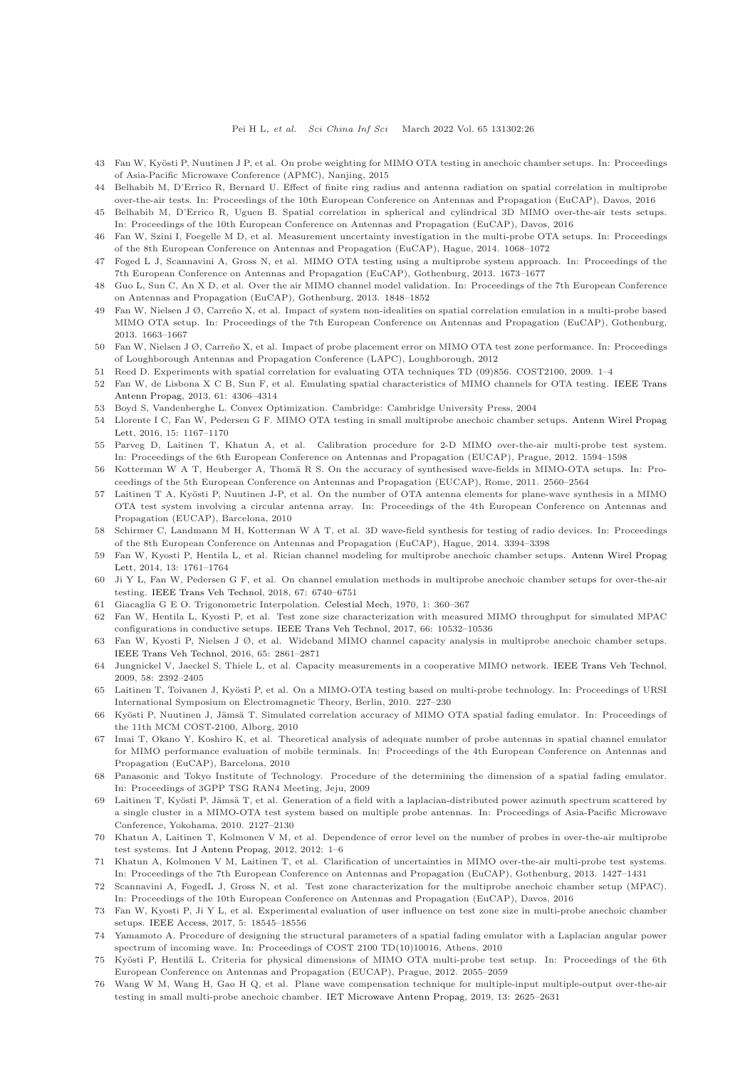43 Fan W, Kyösti P, Nuutinen J P, et al. On probe weighting for MIMO OTA testing in anechoic chamber setups. In: Proceedings of Asia-Pacific Microwave Conference (APMC), Nanjing, 2015

44 Belhabib M, D'Errico R, Bernard U. Effect of finite ring radius and antenna radiation on spatial correlation in multiprobe over-the-air tests. In: Proceedings of the 10th European Conference on Antennas and Propagation (EuCAP), Davos, 2016

45 Belhabib M, D'Errico R, Uguen B. Spatial correlation in spherical and cylindrical 3D MIMO over-the-air tests setups. In: Proceedings of the 10th European Conference on Antennas and Propagation (EuCAP), Davos, 2016

46 Fan W, Szini I, Foegelle M D, et al. Measurement uncertainty investigation in the multi-probe OTA setups. In: Proceedings of the 8th European Conference on Antennas and Propagation (EuCAP), Hague, 2014. 1068–1072

47 Foged L J, Scannavini A, Gross N, et al. MIMO OTA testing using a multiprobe system approach. In: Proceedings of the 7th European Conference on Antennas and Propagation (EuCAP), Gothenburg, 2013. 1673–1677

48 Guo L, Sun C, An X D, et al. Over the air MIMO channel model validation. In: Proceedings of the 7th European Conference on Antennas and Propagation (EuCAP), Gothenburg, 2013. 1848–1852

49 Fan W, Nielsen J Ø, Carreño X, et al. Impact of system non-idealities on spatial correlation emulation in a multi-probe based MIMO OTA setup. In: Proceedings of the 7th European Conference on Antennas and Propagation (EuCAP), Gothenburg, 2013. 1663–1667

50 Fan W, Nielsen J Ø, Carreño X, et al. Impact of probe placement error on MIMO OTA test zone performance. In: Proceedings of Loughborough Antennas and Propagation Conference (LAPC), Loughborough, 2012

51 Reed D. Experiments with spatial correlation for evaluating OTA techniques TD (09)856. COST2100, 2009. 1–4

52 Fan W, de Lisbona X C B, Sun F, et al. Emulating spatial characteristics of MIMO channels for OTA testing. IEEE Trans Antenn Propag, 2013, 61: 4306–4314

53 Boyd S, Vandenberghe L. Convex Optimization. Cambridge: Cambridge University Press, 2004

54 Llorente I C, Fan W, Pedersen G F. MIMO OTA testing in small multiprobe anechoic chamber setups. Antenn Wirel Propag Lett, 2016, 15: 1167–1170

55 Parveg D, Laitinen T, Khatun A, et al. Calibration procedure for 2-D MIMO over-the-air multi-probe test system. In: Proceedings of the 6th European Conference on Antennas and Propagation (EUCAP), Prague, 2012. 1594–1598

56 Kotterman W A T, Heuberger A, Thomä R S. On the accuracy of synthesised wave-fields in MIMO-OTA setups. In: Proceedings of the 5th European Conference on Antennas and Propagation (EUCAP), Rome, 2011. 2560–2564

57 Laitinen T A, Kyösti P, Nuutinen J-P, et al. On the number of OTA antenna elements for plane-wave synthesis in a MIMO OTA test system involving a circular antenna array. In: Proceedings of the 4th European Conference on Antennas and Propagation (EUCAP), Barcelona, 2010

58 Schirmer C, Landmann M H, Kotterman W A T, et al. 3D wave-field synthesis for testing of radio devices. In: Proceedings of the 8th European Conference on Antennas and Propagation (EuCAP), Hague, 2014. 3394–3398

59 Fan W, Kyosti P, Hentila L, et al. Rician channel modeling for multiprobe anechoic chamber setups. Antenn Wirel Propag Lett, 2014, 13: 1761–1764

60 Ji Y L, Fan W, Pedersen G F, et al. On channel emulation methods in multiprobe anechoic chamber setups for over-the-air testing. IEEE Trans Veh Technol, 2018, 67: 6740–6751

61 Giacaglia G E O. Trigonometric Interpolation. Celestial Mech, 1970, 1: 360–367

62 Fan W, Hentila L, Kyosti P, et al. Test zone size characterization with measured MIMO throughput for simulated MPAC configurations in conductive setups. IEEE Trans Veh Technol, 2017, 66: 10532–10536

63 Fan W, Kyosti P, Nielsen J Ø, et al. Wideband MIMO channel capacity analysis in multiprobe anechoic chamber setups. IEEE Trans Veh Technol, 2016, 65: 2861–2871

64 Jungnickel V, Jaeckel S, Thiele L, et al. Capacity measurements in a cooperative MIMO network. IEEE Trans Veh Technol, 2009, 58: 2392–2405

65 Laitinen T, Toivanen J, Kyösti P, et al. On a MIMO-OTA testing based on multi-probe technology. In: Proceedings of URSI International Symposium on Electromagnetic Theory, Berlin, 2010. 227–230

66 Kyösti P, Nuutinen J, Jämsä T. Simulated correlation accuracy of MIMO OTA spatial fading emulator. In: Proceedings of the 11th MCM COST-2100, Alborg, 2010

67 Imai T, Okano Y, Koshiro K, et al. Theoretical analysis of adequate number of probe antennas in spatial channel emulator for MIMO performance evaluation of mobile terminals. In: Proceedings of the 4th European Conference on Antennas and Propagation (EuCAP), Barcelona, 2010

68 Panasonic and Tokyo Institute of Technology. Procedure of the determining the dimension of a spatial fading emulator. In: Proceedings of 3GPP TSG RAN4 Meeting, Jeju, 2009

69 Laitinen T, Kyösti P, Jämsä T, et al. Generation of a field with a laplacian-distributed power azimuth spectrum scattered by a single cluster in a MIMO-OTA test system based on multiple probe antennas. In: Proceedings of Asia-Pacific Microwave Conference, Yokohama, 2010. 2127–2130

70 Khatun A, Laitinen T, Kolmonen V M, et al. Dependence of error level on the number of probes in over-the-air multiprobe test systems. Int J Antenn Propag, 2012, 2012: 1–6

71 Khatun A, Kolmonen V M, Laitinen T, et al. Clarification of uncertainties in MIMO over-the-air multi-probe test systems. In: Proceedings of the 7th European Conference on Antennas and Propagation (EuCAP), Gothenburg, 2013. 1427–1431

72 Scannavini A, FogedL J, Gross N, et al. Test zone characterization for the multiprobe anechoic chamber setup (MPAC). In: Proceedings of the 10th European Conference on Antennas and Propagation (EuCAP), Davos, 2016

73 Fan W, Kyosti P, Ji Y L, et al. Experimental evaluation of user influence on test zone size in multi-probe anechoic chamber setups. IEEE Access, 2017, 5: 18545–18556

74 Yamamoto A. Procedure of designing the structural parameters of a spatial fading emulator with a Laplacian angular power spectrum of incoming wave. In: Proceedings of COST 2100 TD(10)10016, Athens, 2010

75 Kyösti P, Hentilä L. Criteria for physical dimensions of MIMO OTA multi-probe test setup. In: Proceedings of the 6th European Conference on Antennas and Propagation (EUCAP), Prague, 2012. 2055–2059

76 Wang W M, Wang H, Gao H Q, et al. Plane wave compensation technique for multiple-input multiple-output over-the-air testing in small multi-probe anechoic chamber. IET Microwave Antenn Propag, 2019, 13: 2625–2631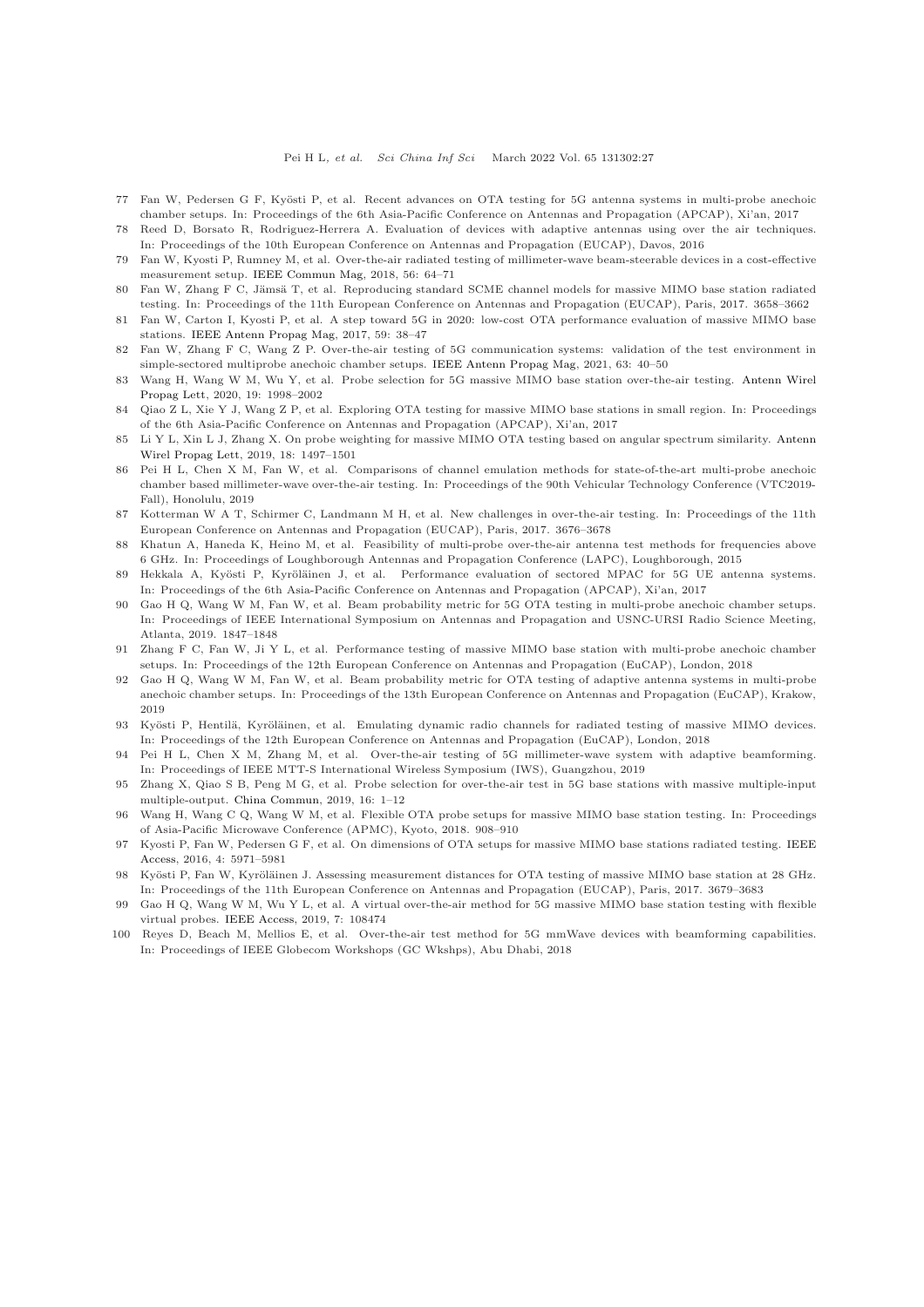77 Fan W, Pedersen G F, Kyösti P, et al. Recent advances on OTA testing for 5G antenna systems in multi-probe anechoic chamber setups. In: Proceedings of the 6th Asia-Pacific Conference on Antennas and Propagation (APCAP), Xi'an, 2017

78 Reed D, Borsato R, Rodriguez-Herrera A. Evaluation of devices with adaptive antennas using over the air techniques. In: Proceedings of the 10th European Conference on Antennas and Propagation (EUCAP), Davos, 2016

79 Fan W, Kyosti P, Rumney M, et al. Over-the-air radiated testing of millimeter-wave beam-steerable devices in a cost-effective measurement setup. IEEE Commun Mag, 2018, 56: 64–71

80 Fan W, Zhang F C, Jämsä T, et al. Reproducing standard SCME channel models for massive MIMO base station radiated testing. In: Proceedings of the 11th European Conference on Antennas and Propagation (EUCAP), Paris, 2017. 3658–3662

81 Fan W, Carton I, Kyosti P, et al. A step toward 5G in 2020: low-cost OTA performance evaluation of massive MIMO base stations. IEEE Antenn Propag Mag, 2017, 59: 38–47

82 Fan W, Zhang F C, Wang Z P. Over-the-air testing of 5G communication systems: validation of the test environment in simple-sectored multiprobe anechoic chamber setups. IEEE Antenn Propag Mag, 2021, 63: 40–50

83 Wang H, Wang W M, Wu Y, et al. Probe selection for 5G massive MIMO base station over-the-air testing. Antenn Wirel Propag Lett, 2020, 19: 1998–2002

84 Qiao Z L, Xie Y J, Wang Z P, et al. Exploring OTA testing for massive MIMO base stations in small region. In: Proceedings of the 6th Asia-Pacific Conference on Antennas and Propagation (APCAP), Xi'an, 2017

85 Li Y L, Xin L J, Zhang X. On probe weighting for massive MIMO OTA testing based on angular spectrum similarity. Antenn Wirel Propag Lett, 2019, 18: 1497–1501

86 Pei H L, Chen X M, Fan W, et al. Comparisons of channel emulation methods for state-of-the-art multi-probe anechoic chamber based millimeter-wave over-the-air testing. In: Proceedings of the 90th Vehicular Technology Conference (VTC2019-Fall), Honolulu, 2019

87 Kotterman W A T, Schirmer C, Landmann M H, et al. New challenges in over-the-air testing. In: Proceedings of the 11th European Conference on Antennas and Propagation (EUCAP), Paris, 2017. 3676–3678

88 Khatun A, Haneda K, Heino M, et al. Feasibility of multi-probe over-the-air antenna test methods for frequencies above 6 GHz. In: Proceedings of Loughborough Antennas and Propagation Conference (LAPC), Loughborough, 2015

89 Hekkala A, Kyösti P, Kyröläinen J, et al. Performance evaluation of sectored MPAC for 5G UE antenna systems. In: Proceedings of the 6th Asia-Pacific Conference on Antennas and Propagation (APCAP), Xi'an, 2017

90 Gao H Q, Wang W M, Fan W, et al. Beam probability metric for 5G OTA testing in multi-probe anechoic chamber setups. In: Proceedings of IEEE International Symposium on Antennas and Propagation and USNC-URSI Radio Science Meeting, Atlanta, 2019. 1847–1848

91 Zhang F C, Fan W, Ji Y L, et al. Performance testing of massive MIMO base station with multi-probe anechoic chamber setups. In: Proceedings of the 12th European Conference on Antennas and Propagation (EuCAP), London, 2018

92 Gao H Q, Wang W M, Fan W, et al. Beam probability metric for OTA testing of adaptive antenna systems in multi-probe anechoic chamber setups. In: Proceedings of the 13th European Conference on Antennas and Propagation (EuCAP), Krakow, 2019

93 Kyösti P, Hentilä, Kyröläinen, et al. Emulating dynamic radio channels for radiated testing of massive MIMO devices. In: Proceedings of the 12th European Conference on Antennas and Propagation (EuCAP), London, 2018

94 Pei H L, Chen X M, Zhang M, et al. Over-the-air testing of 5G millimeter-wave system with adaptive beamforming. In: Proceedings of IEEE MTT-S International Wireless Symposium (IWS), Guangzhou, 2019

95 Zhang X, Qiao S B, Peng M G, et al. Probe selection for over-the-air test in 5G base stations with massive multiple-input multiple-output. China Commun, 2019, 16: 1–12

96 Wang H, Wang C Q, Wang W M, et al. Flexible OTA probe setups for massive MIMO base station testing. In: Proceedings of Asia-Pacific Microwave Conference (APMC), Kyoto, 2018. 908–910

97 Kyosti P, Fan W, Pedersen G F, et al. On dimensions of OTA setups for massive MIMO base stations radiated testing. IEEE Access, 2016, 4: 5971–5981

98 Kyösti P, Fan W, Kyröläinen J. Assessing measurement distances for OTA testing of massive MIMO base station at 28 GHz. In: Proceedings of the 11th European Conference on Antennas and Propagation (EUCAP), Paris, 2017. 3679–3683

99 Gao H Q, Wang W M, Wu Y L, et al. A virtual over-the-air method for 5G massive MIMO base station testing with flexible virtual probes. IEEE Access, 2019, 7: 108474

100 Reyes D, Beach M, Mellios E, et al. Over-the-air test method for 5G mmWave devices with beamforming capabilities. In: Proceedings of IEEE Globecom Workshops (GC Wkshps), Abu Dhabi, 2018